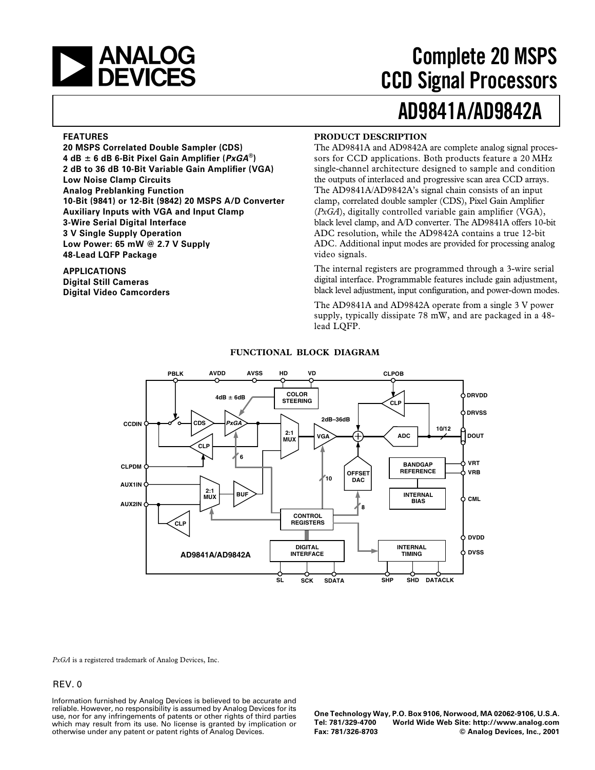# Complete 20 MSPS CCD Signal Processors

# AD9841A/AD9842A

## FEATURES

**20 MSPS Correlated Double Sampler (CDS)**
**4 dB ± 6 dB 6-Bit Pixel Gain Amplifier (*PxGA*®)**
**2 dB to 36 dB 10-Bit Variable Gain Amplifier (VGA)**
**Low Noise Clamp Circuits**
**Analog Preblanking Function**
**10-Bit (9841) or 12-Bit (9842) 20 MSPS A/D Converter**
**Auxiliary Inputs with VGA and Input Clamp**
**3-Wire Serial Digital Interface**
**3 V Single Supply Operation**
**Low Power: 65 mW @ 2.7 V Supply**
**48-Lead LQFP Package**

## APPLICATIONS

**Digital Still Cameras**
**Digital Video Camcorders**

## PRODUCT DESCRIPTION

The AD9841A and AD9842A are complete analog signal processors for CCD applications. Both products feature a 20 MHz single-channel architecture designed to sample and condition the outputs of interlaced and progressive scan area CCD arrays. The AD9841A/AD9842A's signal chain consists of an input clamp, correlated double sampler (CDS), Pixel Gain Amplifier (*PxGA*), digitally controlled variable gain amplifier (VGA), black level clamp, and A/D converter. The AD9841A offers 10-bit ADC resolution, while the AD9842A contains a true 12-bit ADC. Additional input modes are provided for processing analog video signals.

The internal registers are programmed through a 3-wire serial digital interface. Programmable features include gain adjustment, black level adjustment, input configuration, and power-down modes.

The AD9841A and AD9842A operate from a single 3 V power supply, typically dissipate 78 mW, and are packaged in a 48-lead LQFP.

## FUNCTIONAL BLOCK DIAGRAM

*PxGA* is a registered trademark of Analog Devices, Inc.

REV. 0

Information furnished by Analog Devices is believed to be accurate and reliable. However, no responsibility is assumed by Analog Devices for its use, nor for any infringements of patents or other rights of third parties which may result from its use. No license is granted by implication or otherwise under any patent or patent rights of Analog Devices.

One Technology Way, P.O. Box 9106, Norwood, MA 02062-9106, U.S.A.
Tel: 781/329-4700 World Wide Web Site: http://www.analog.com
Fax: 781/326-8703 © Analog Devices, Inc., 2001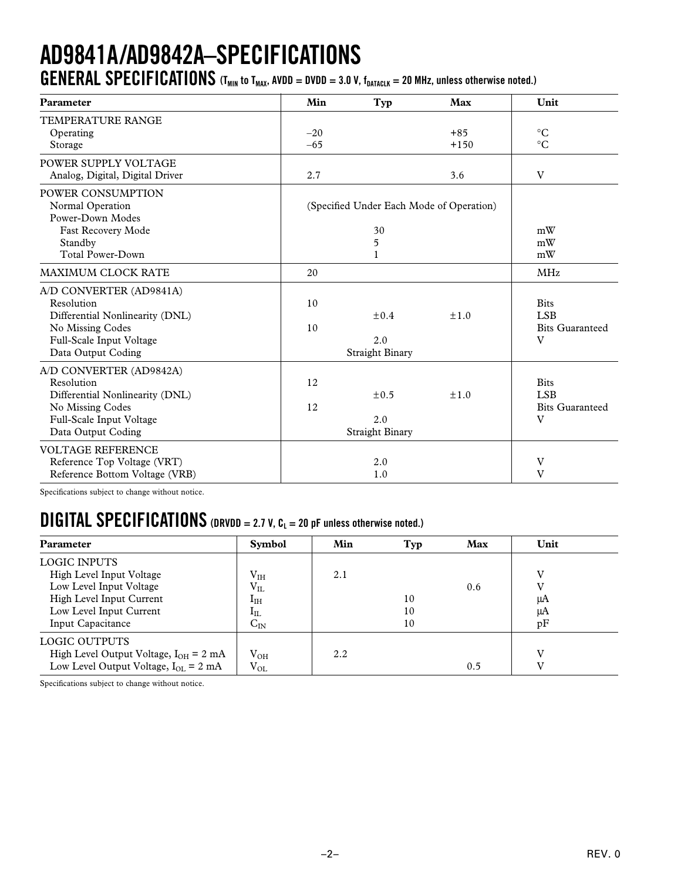# AD9841A/AD9842A–SPECIFICATIONS

## GENERAL SPECIFICATIONS ($T_{MIN}$ to $T_{MAX}$, AVDD = DVDD = 3.0 V, $f_{DATACLK}$ = 20 MHz, unless otherwise noted.)

| Parameter | Min | Typ | Max | Unit |
|---|---|---|---|---|
| TEMPERATURE RANGE | | | | |
| Operating | –20 | | +85 | °C |
| Storage | –65 | | +150 | °C |
| POWER SUPPLY VOLTAGE | | | | |
| Analog, Digital, Digital Driver | 2.7 | | 3.6 | V |
| POWER CONSUMPTION | | | | |
| Normal Operation | (Specified Under Each Mode of Operation) | | | |
| Power-Down Modes | | | | |
| Fast Recovery Mode | | 30 | | mW |
| Standby | | 5 | | mW |
| Total Power-Down | | 1 | | mW |
| MAXIMUM CLOCK RATE | 20 | | | MHz |
| A/D CONVERTER (AD9841A) | | | | |
| Resolution | 10 | | | Bits |
| Differential Nonlinearity (DNL) | | ±0.4 | ±1.0 | LSB |
| No Missing Codes | 10 | | | Bits Guaranteed |
| Full-Scale Input Voltage | | 2.0 | | V |
| Data Output Coding | | Straight Binary | | |
| A/D CONVERTER (AD9842A) | | | | |
| Resolution | 12 | | | Bits |
| Differential Nonlinearity (DNL) | | ±0.5 | ±1.0 | LSB |
| No Missing Codes | 12 | | | Bits Guaranteed |
| Full-Scale Input Voltage | | 2.0 | | V |
| Data Output Coding | | Straight Binary | | |
| VOLTAGE REFERENCE | | | | |
| Reference Top Voltage (VRT) | | 2.0 | | V |
| Reference Bottom Voltage (VRB) | | 1.0 | | V |

Specifications subject to change without notice.

## DIGITAL SPECIFICATIONS (DRVDD = 2.7 V, $C_L$ = 20 pF unless otherwise noted.)

| Parameter | Symbol | Min | Typ | Max | Unit |
|---|---|---|---|---|---|
| LOGIC INPUTS | | | | | |
| High Level Input Voltage | $V_{IH}$ | 2.1 | | | V |
| Low Level Input Voltage | $V_{IL}$ | | | 0.6 | V |
| High Level Input Current | $I_{IH}$ | | 10 | | μA |
| Low Level Input Current | $I_{IL}$ | | 10 | | μA |
| Input Capacitance | $C_{IN}$ | | 10 | | pF |
| LOGIC OUTPUTS | | | | | |
| High Level Output Voltage, $I_{OH}$ = 2 mA | $V_{OH}$ | 2.2 | | | V |
| Low Level Output Voltage, $I_{OL}$ = 2 mA | $V_{OL}$ | | | 0.5 | V |

Specifications subject to change without notice.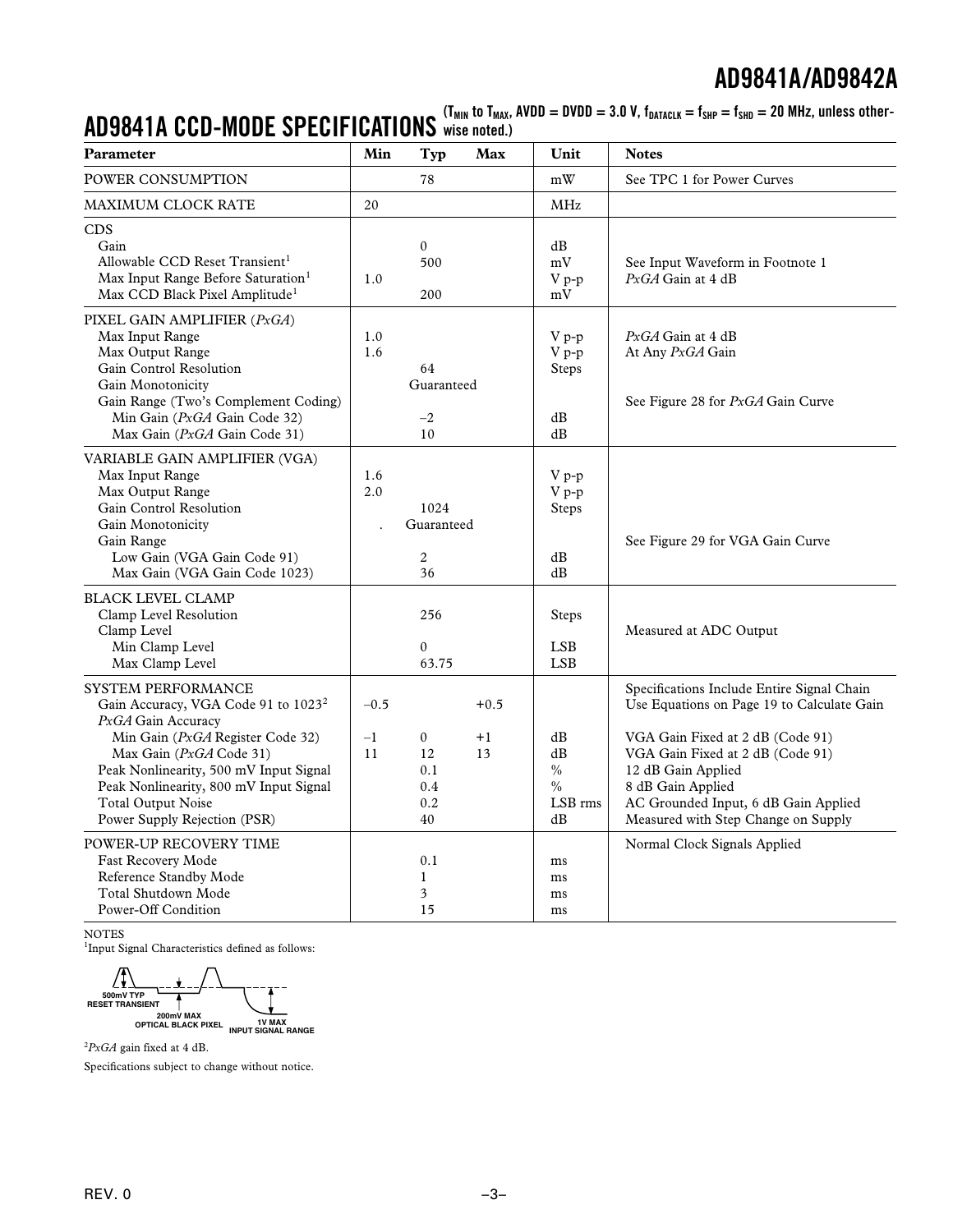## AD9841A CCD-MODE SPECIFICATIONS

($T_{MIN}$ to $T_{MAX}$, AVDD = DVDD = 3.0 V, $f_{DATACLK} = f_{SHP} = f_{SHD}$ = 20 MHz, unless otherwise noted.)

| Parameter | Min | Typ | Max | Unit | Notes |
|---|---|---|---|---|---|
| POWER CONSUMPTION | | 78 | | mW | See TPC 1 for Power Curves |
| MAXIMUM CLOCK RATE | 20 | | | MHz | |
| CDS | | | | | |
| Gain | | 0 | | dB | |
| Allowable CCD Reset Transient[1] | | 500 | | mV | See Input Waveform in Footnote 1 |
| Max Input Range Before Saturation[1] | 1.0 | | | V p-p | *PxGA* Gain at 4 dB |
| Max CCD Black Pixel Amplitude[1] | | 200 | | mV | |
| PIXEL GAIN AMPLIFIER (*PxGA*) | | | | | |
| Max Input Range | 1.0 | | | V p-p | *PxGA* Gain at 4 dB |
| Max Output Range | 1.6 | | | V p-p | At Any *PxGA* Gain |
| Gain Control Resolution | | 64 | | Steps | |
| Gain Monotonicity | | Guaranteed | | | |
| Gain Range (Two's Complement Coding) | | | | | See Figure 28 for *PxGA* Gain Curve |
| Min Gain (*PxGA* Gain Code 32) | | –2 | | dB | |
| Max Gain (*PxGA* Gain Code 31) | | 10 | | dB | |
| VARIABLE GAIN AMPLIFIER (VGA) | | | | | |
| Max Input Range | 1.6 | | | V p-p | |
| Max Output Range | 2.0 | | | V p-p | |
| Gain Control Resolution | | 1024 | | Steps | |
| Gain Monotonicity | | Guaranteed | | | |
| Gain Range | | | | | See Figure 29 for VGA Gain Curve |
| Low Gain (VGA Gain Code 91) | | 2 | | dB | |
| Max Gain (VGA Gain Code 1023) | | 36 | | dB | |
| BLACK LEVEL CLAMP | | | | | |
| Clamp Level Resolution | | 256 | | Steps | |
| Clamp Level | | | | | Measured at ADC Output |
| Min Clamp Level | | 0 | | LSB | |
| Max Clamp Level | | 63.75 | | LSB | |
| SYSTEM PERFORMANCE | | | | | Specifications Include Entire Signal Chain |
| Gain Accuracy, VGA Code 91 to 1023[2] | –0.5 | | +0.5 | | Use Equations on Page 19 to Calculate Gain |
| *PxGA* Gain Accuracy | | | | | |
| Min Gain (*PxGA* Register Code 32) | –1 | 0 | +1 | dB | VGA Gain Fixed at 2 dB (Code 91) |
| Max Gain (*PxGA* Code 31) | 11 | 12 | 13 | dB | VGA Gain Fixed at 2 dB (Code 91) |
| Peak Nonlinearity, 500 mV Input Signal | | 0.1 | | % | 12 dB Gain Applied |
| Peak Nonlinearity, 800 mV Input Signal | | 0.4 | | % | 8 dB Gain Applied |
| Total Output Noise | | 0.2 | | LSB rms | AC Grounded Input, 6 dB Gain Applied |
| Power Supply Rejection (PSR) | | 40 | | dB | Measured with Step Change on Supply |
| POWER-UP RECOVERY TIME | | | | | Normal Clock Signals Applied |
| Fast Recovery Mode | | 0.1 | | ms | |
| Reference Standby Mode | | 1 | | ms | |
| Total Shutdown Mode | | 3 | | ms | |
| Power-Off Condition | | 15 | | ms | |

NOTES

[1]Input Signal Characteristics defined as follows:

500mV TYP RESET TRANSIENT; 200mV MAX OPTICAL BLACK PIXEL; 1V MAX INPUT SIGNAL RANGE

[2]*PxGA* gain fixed at 4 dB.

Specifications subject to change without notice.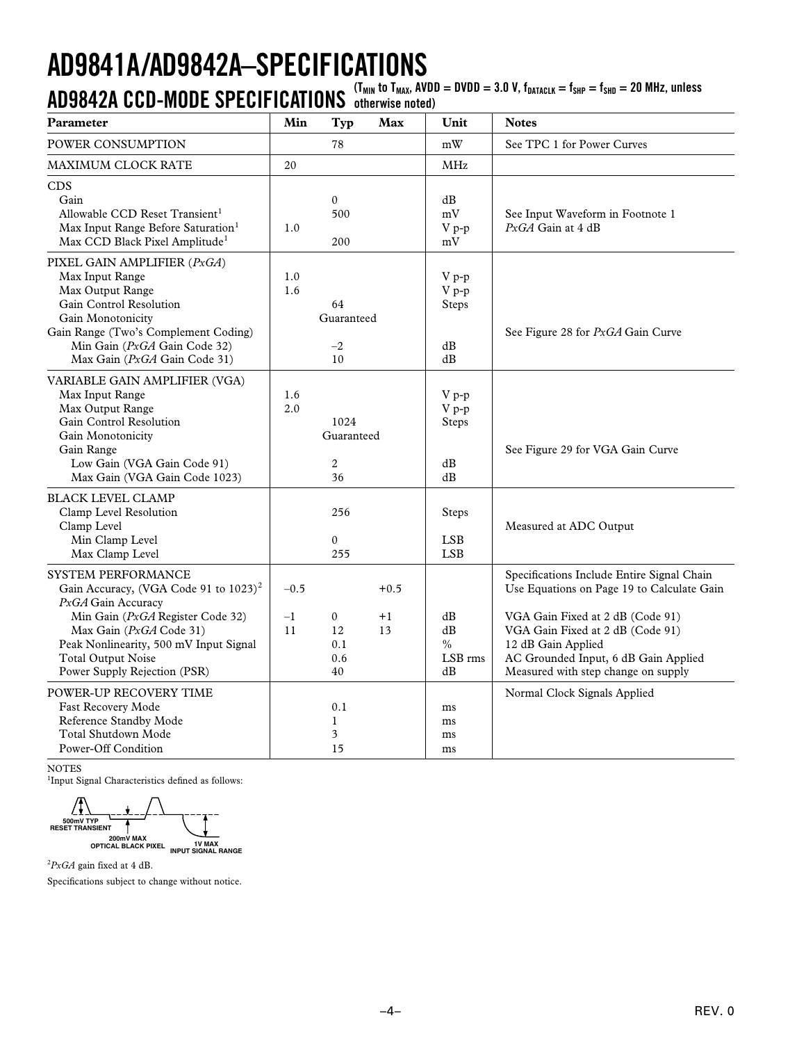# AD9841A/AD9842A–SPECIFICATIONS

## AD9842A CCD-MODE SPECIFICATIONS

($T_{MIN}$ to $T_{MAX}$, AVDD = DVDD = 3.0 V, $f_{DATACLK} = f_{SHP} = f_{SHD}$ = 20 MHz, unless otherwise noted)

| Parameter | Min | Typ | Max | Unit | Notes |
|---|---|---|---|---|---|
| POWER CONSUMPTION | | 78 | | mW | See TPC 1 for Power Curves |
| MAXIMUM CLOCK RATE | 20 | | | MHz | |
| CDS | | | | | |
| Gain | | 0 | | dB | |
| Allowable CCD Reset Transient[1] | | 500 | | mV | See Input Waveform in Footnote 1 |
| Max Input Range Before Saturation[1] | 1.0 | | | V p-p | *PxGA* Gain at 4 dB |
| Max CCD Black Pixel Amplitude[1] | | 200 | | mV | |
| PIXEL GAIN AMPLIFIER (*PxGA*) | | | | | |
| Max Input Range | 1.0 | | | V p-p | |
| Max Output Range | 1.6 | | | V p-p | |
| Gain Control Resolution | | 64 | | Steps | |
| Gain Monotonicity | | Guaranteed | | | |
| Gain Range (Two's Complement Coding) | | | | | See Figure 28 for *PxGA* Gain Curve |
| Min Gain (*PxGA* Gain Code 32) | | –2 | | dB | |
| Max Gain (*PxGA* Gain Code 31) | | 10 | | dB | |
| VARIABLE GAIN AMPLIFIER (VGA) | | | | | |
| Max Input Range | 1.6 | | | V p-p | |
| Max Output Range | 2.0 | | | V p-p | |
| Gain Control Resolution | | 1024 | | Steps | |
| Gain Monotonicity | | Guaranteed | | | |
| Gain Range | | | | | See Figure 29 for VGA Gain Curve |
| Low Gain (VGA Gain Code 91) | | 2 | | dB | |
| Max Gain (VGA Gain Code 1023) | | 36 | | dB | |
| BLACK LEVEL CLAMP | | | | | |
| Clamp Level Resolution | | 256 | | Steps | |
| Clamp Level | | | | | Measured at ADC Output |
| Min Clamp Level | | 0 | | LSB | |
| Max Clamp Level | | 255 | | LSB | |
| SYSTEM PERFORMANCE | | | | | Specifications Include Entire Signal Chain |
| Gain Accuracy, (VGA Code 91 to 1023)[2] | –0.5 | | +0.5 | | Use Equations on Page 19 to Calculate Gain |
| *PxGA* Gain Accuracy | | | | | |
| Min Gain (*PxGA* Register Code 32) | –1 | 0 | +1 | dB | VGA Gain Fixed at 2 dB (Code 91) |
| Max Gain (*PxGA* Code 31) | 11 | 12 | 13 | dB | VGA Gain Fixed at 2 dB (Code 91) |
| Peak Nonlinearity, 500 mV Input Signal | | 0.1 | | % | 12 dB Gain Applied |
| Total Output Noise | | 0.6 | | LSB rms | AC Grounded Input, 6 dB Gain Applied |
| Power Supply Rejection (PSR) | | 40 | | dB | Measured with step change on supply |
| POWER-UP RECOVERY TIME | | | | | Normal Clock Signals Applied |
| Fast Recovery Mode | | 0.1 | | ms | |
| Reference Standby Mode | | 1 | | ms | |
| Total Shutdown Mode | | 3 | | ms | |
| Power-Off Condition | | 15 | | ms | |

NOTES

[1]Input Signal Characteristics defined as follows:

500mV TYP RESET TRANSIENT; 200mV MAX OPTICAL BLACK PIXEL; 1V MAX INPUT SIGNAL RANGE

[2]*PxGA* gain fixed at 4 dB.

Specifications subject to change without notice.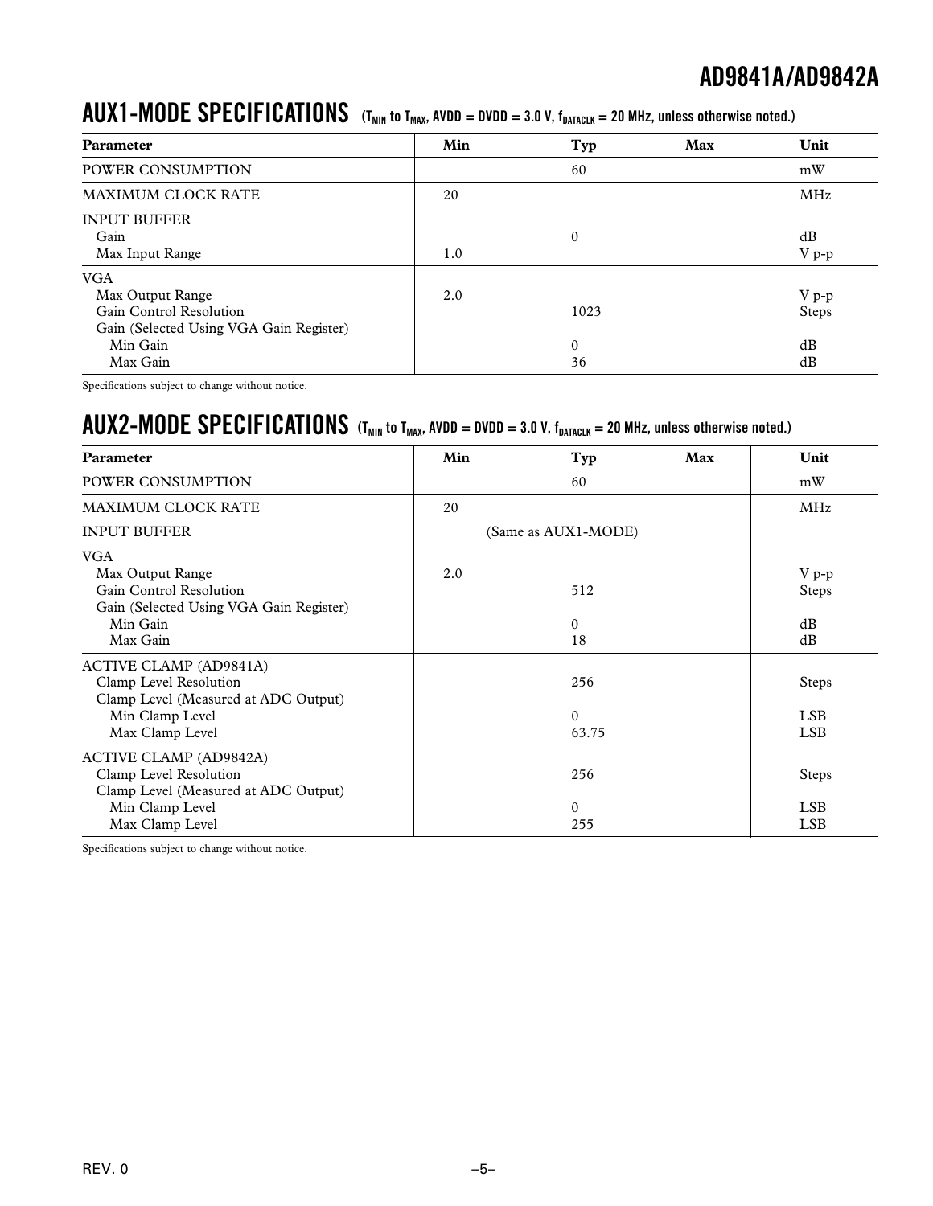## AUX1-MODE SPECIFICATIONS ($T_{MIN}$ to $T_{MAX}$, AVDD = DVDD = 3.0 V, $f_{DATACLK}$ = 20 MHz, unless otherwise noted.)

| Parameter | Min | Typ | Max | Unit |
|---|---|---|---|---|
| POWER CONSUMPTION | | 60 | | mW |
| MAXIMUM CLOCK RATE | 20 | | | MHz |
| INPUT BUFFER | | | | |
| Gain | | 0 | | dB |
| Max Input Range | 1.0 | | | V p-p |
| VGA | | | | |
| Max Output Range | 2.0 | | | V p-p |
| Gain Control Resolution | | 1023 | | Steps |
| Gain (Selected Using VGA Gain Register) | | | | |
| Min Gain | | 0 | | dB |
| Max Gain | | 36 | | dB |

Specifications subject to change without notice.

## AUX2-MODE SPECIFICATIONS ($T_{MIN}$ to $T_{MAX}$, AVDD = DVDD = 3.0 V, $f_{DATACLK}$ = 20 MHz, unless otherwise noted.)

| Parameter | Min | Typ | Max | Unit |
|---|---|---|---|---|
| POWER CONSUMPTION | | 60 | | mW |
| MAXIMUM CLOCK RATE | 20 | | | MHz |
| INPUT BUFFER | | (Same as AUX1-MODE) | | |
| VGA | | | | |
| Max Output Range | 2.0 | | | V p-p |
| Gain Control Resolution | | 512 | | Steps |
| Gain (Selected Using VGA Gain Register) | | | | |
| Min Gain | | 0 | | dB |
| Max Gain | | 18 | | dB |
| ACTIVE CLAMP (AD9841A) | | | | |
| Clamp Level Resolution | | 256 | | Steps |
| Clamp Level (Measured at ADC Output) | | | | |
| Min Clamp Level | | 0 | | LSB |
| Max Clamp Level | | 63.75 | | LSB |
| ACTIVE CLAMP (AD9842A) | | | | |
| Clamp Level Resolution | | 256 | | Steps |
| Clamp Level (Measured at ADC Output) | | | | |
| Min Clamp Level | | 0 | | LSB |
| Max Clamp Level | | 255 | | LSB |

Specifications subject to change without notice.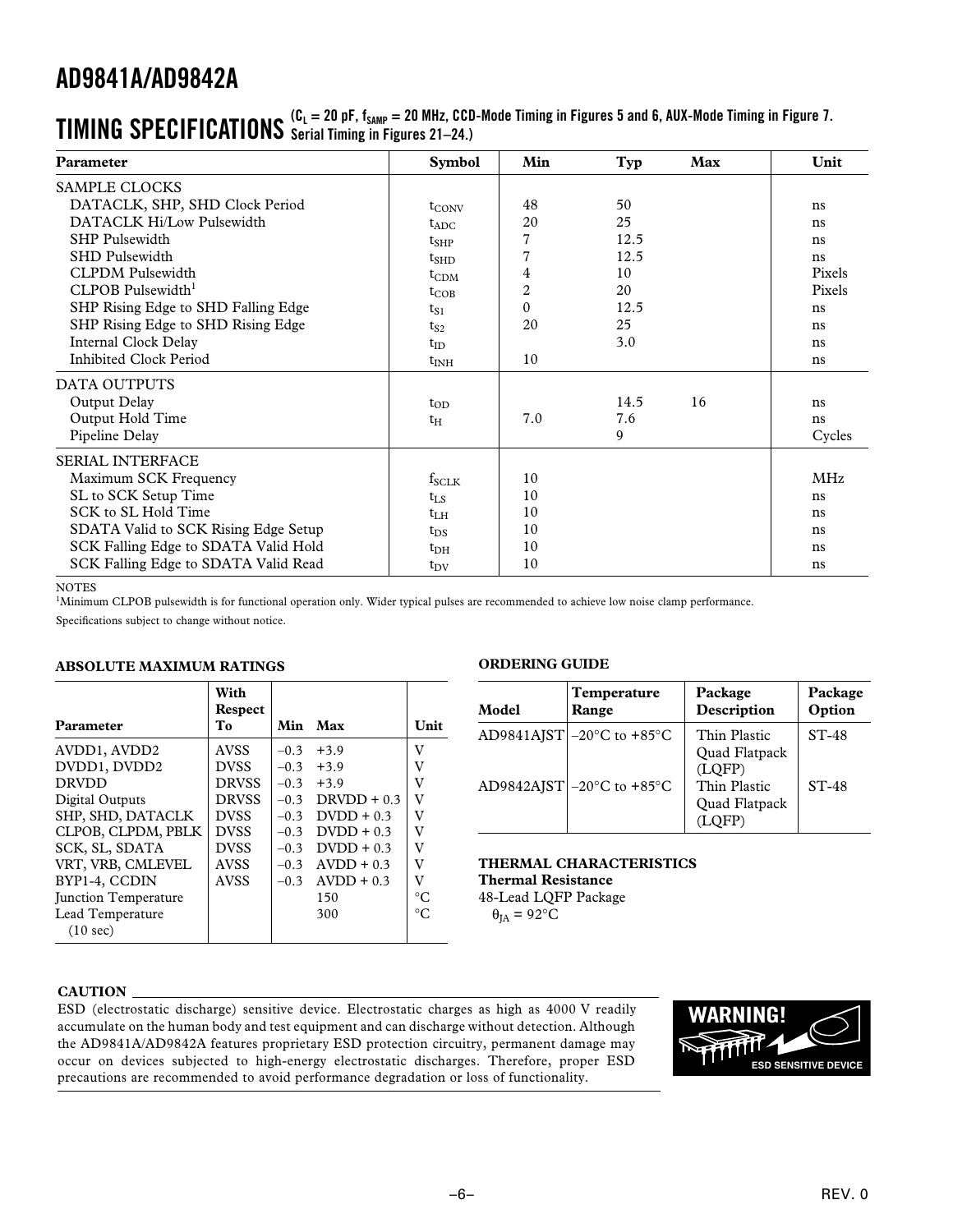## TIMING SPECIFICATIONS

($C_L$ = 20 pF, $f_{SAMP}$ = 20 MHz, CCD-Mode Timing in Figures 5 and 6, AUX-Mode Timing in Figure 7. Serial Timing in Figures 21–24.)

| Parameter | Symbol | Min | Typ | Max | Unit |
|---|---|---|---|---|---|
| SAMPLE CLOCKS | | | | | |
| DATACLK, SHP, SHD Clock Period | $t_{CONV}$ | 48 | 50 | | ns |
| DATACLK Hi/Low Pulsewidth | $t_{ADC}$ | 20 | 25 | | ns |
| SHP Pulsewidth | $t_{SHP}$ | 7 | 12.5 | | ns |
| SHD Pulsewidth | $t_{SHD}$ | 7 | 12.5 | | ns |
| CLPDM Pulsewidth | $t_{CDM}$ | 4 | 10 | | Pixels |
| CLPOB Pulsewidth[1] | $t_{COB}$ | 2 | 20 | | Pixels |
| SHP Rising Edge to SHD Falling Edge | $t_{S1}$ | 0 | 12.5 | | ns |
| SHP Rising Edge to SHD Rising Edge | $t_{S2}$ | 20 | 25 | | ns |
| Internal Clock Delay | $t_{ID}$ | | 3.0 | | ns |
| Inhibited Clock Period | $t_{INH}$ | 10 | | | ns |
| DATA OUTPUTS | | | | | |
| Output Delay | $t_{OD}$ | | 14.5 | 16 | ns |
| Output Hold Time | $t_H$ | 7.0 | 7.6 | | ns |
| Pipeline Delay | | | 9 | | Cycles |
| SERIAL INTERFACE | | | | | |
| Maximum SCK Frequency | $f_{SCLK}$ | 10 | | | MHz |
| SL to SCK Setup Time | $t_{LS}$ | 10 | | | ns |
| SCK to SL Hold Time | $t_{LH}$ | 10 | | | ns |
| SDATA Valid to SCK Rising Edge Setup | $t_{DS}$ | 10 | | | ns |
| SCK Falling Edge to SDATA Valid Hold | $t_{DH}$ | 10 | | | ns |
| SCK Falling Edge to SDATA Valid Read | $t_{DV}$ | 10 | | | ns |

NOTES

[1]Minimum CLPOB pulsewidth is for functional operation only. Wider typical pulses are recommended to achieve low noise clamp performance.

Specifications subject to change without notice.

### ABSOLUTE MAXIMUM RATINGS

| Parameter | With Respect To | Min | Max | Unit |
|---|---|---|---|---|
| AVDD1, AVDD2 | AVSS | –0.3 | +3.9 | V |
| DVDD1, DVDD2 | DVSS | –0.3 | +3.9 | V |
| DRVDD | DRVSS | –0.3 | +3.9 | V |
| Digital Outputs | DRVSS | –0.3 | DRVDD + 0.3 | V |
| SHP, SHD, DATACLK | DVSS | –0.3 | DVDD + 0.3 | V |
| CLPOB, CLPDM, PBLK | DVSS | –0.3 | DVDD + 0.3 | V |
| SCK, SL, SDATA | DVSS | –0.3 | DVDD + 0.3 | V |
| VRT, VRB, CMLEVEL | AVSS | –0.3 | AVDD + 0.3 | V |
| BYP1-4, CCDIN | AVSS | –0.3 | AVDD + 0.3 | V |
| Junction Temperature | | | 150 | °C |
| Lead Temperature (10 sec) | | | 300 | °C |

### ORDERING GUIDE

| Model | Temperature Range | Package Description | Package Option |
|---|---|---|---|
| AD9841AJST | –20°C to +85°C | Thin Plastic Quad Flatpack (LQFP) | ST-48 |
| AD9842AJST | –20°C to +85°C | Thin Plastic Quad Flatpack (LQFP) | ST-48 |

### THERMAL CHARACTERISTICS

**Thermal Resistance**

48-Lead LQFP Package

$\theta_{JA}$ = 92°C

### CAUTION

ESD (electrostatic discharge) sensitive device. Electrostatic charges as high as 4000 V readily accumulate on the human body and test equipment and can discharge without detection. Although the AD9841A/AD9842A features proprietary ESD protection circuitry, permanent damage may occur on devices subjected to high-energy electrostatic discharges. Therefore, proper ESD precautions are recommended to avoid performance degradation or loss of functionality.

**WARNING!**

ESD SENSITIVE DEVICE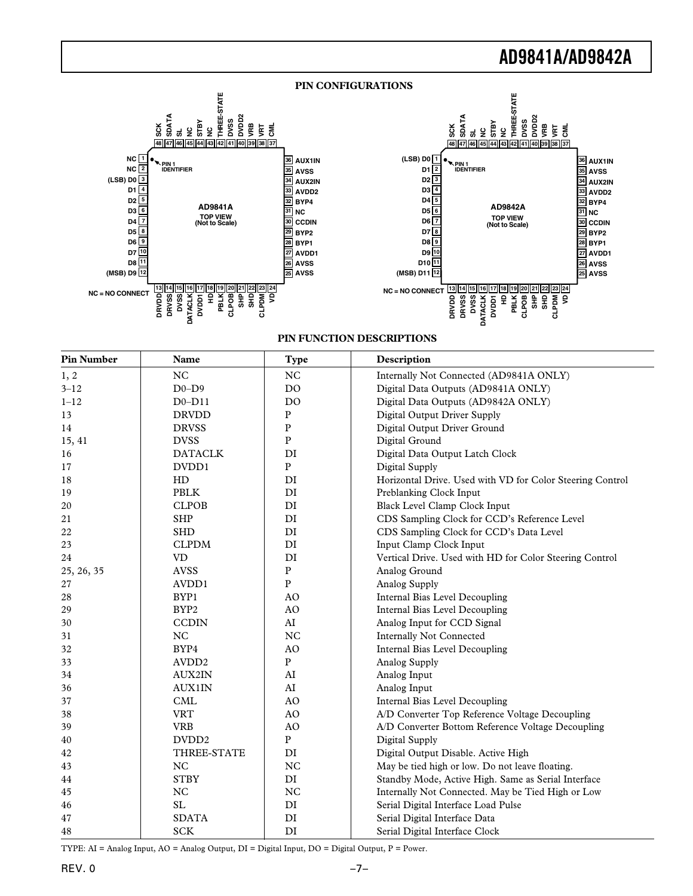## PIN CONFIGURATIONS

**AD9841A** — TOP VIEW (Not to Scale)

| Pin | Name | Pin | Name | Pin | Name | Pin | Name |
|---|---|---|---|---|---|---|---|
| 1 | NC | 13 | DRVDD | 25 | AVSS | 37 | CML |
| 2 | NC | 14 | DRVSS | 26 | AVSS | 38 | VRT |
| 3 | (LSB) D0 | 15 | DVSS | 27 | AVDD1 | 39 | VRB |
| 4 | D1 | 16 | DATACLK | 28 | BYP1 | 40 | DVDD2 |
| 5 | D2 | 17 | DVDD1 | 29 | BYP2 | 41 | DVSS |
| 6 | D3 | 18 | HD | 30 | CCDIN | 42 | THREE-STATE |
| 7 | D4 | 19 | PBLK | 31 | NC | 43 | NC |
| 8 | D5 | 20 | CLPOB | 32 | BYP4 | 44 | STBY |
| 9 | D6 | 21 | SHP | 33 | AVDD2 | 45 | NC |
| 10 | D7 | 22 | SHD | 34 | AUX2IN | 46 | SL |
| 11 | D8 | 23 | CLPDM | 35 | AVSS | 47 | SDATA |
| 12 | (MSB) D9 | 24 | VD | 36 | AUX1IN | 48 | SCK |

**AD9842A** — TOP VIEW (Not to Scale)

| Pin | Name | Pin | Name | Pin | Name | Pin | Name |
|---|---|---|---|---|---|---|---|
| 1 | (LSB) D0 | 13 | DRVDD | 25 | AVSS | 37 | CML |
| 2 | D1 | 14 | DRVSS | 26 | AVSS | 38 | VRT |
| 3 | D2 | 15 | DVSS | 27 | AVDD1 | 39 | VRB |
| 4 | D3 | 16 | DATACLK | 28 | BYP1 | 40 | DVDD2 |
| 5 | D4 | 17 | DVDD1 | 29 | BYP2 | 41 | DVSS |
| 6 | D5 | 18 | HD | 30 | CCDIN | 42 | THREE-STATE |
| 7 | D6 | 19 | PBLK | 31 | NC | 43 | NC |
| 8 | D7 | 20 | CLPOB | 32 | BYP4 | 44 | STBY |
| 9 | D8 | 21 | SHP | 33 | AVDD2 | 45 | NC |
| 10 | D9 | 22 | SHD | 34 | AUX2IN | 46 | SL |
| 11 | D10 | 23 | CLPDM | 35 | AVSS | 47 | SDATA |
| 12 | (MSB) D11 | 24 | VD | 36 | AUX1IN | 48 | SCK |

NC = NO CONNECT

## PIN FUNCTION DESCRIPTIONS

| Pin Number | Name | Type | Description |
|---|---|---|---|
| 1, 2 | NC | NC | Internally Not Connected (AD9841A ONLY) |
| 3–12 | D0–D9 | DO | Digital Data Outputs (AD9841A ONLY) |
| 1–12 | D0–D11 | DO | Digital Data Outputs (AD9842A ONLY) |
| 13 | DRVDD | P | Digital Output Driver Supply |
| 14 | DRVSS | P | Digital Output Driver Ground |
| 15, 41 | DVSS | P | Digital Ground |
| 16 | DATACLK | DI | Digital Data Output Latch Clock |
| 17 | DVDD1 | P | Digital Supply |
| 18 | HD | DI | Horizontal Drive. Used with VD for Color Steering Control |
| 19 | PBLK | DI | Preblanking Clock Input |
| 20 | CLPOB | DI | Black Level Clamp Clock Input |
| 21 | SHP | DI | CDS Sampling Clock for CCD's Reference Level |
| 22 | SHD | DI | CDS Sampling Clock for CCD's Data Level |
| 23 | CLPDM | DI | Input Clamp Clock Input |
| 24 | VD | DI | Vertical Drive. Used with HD for Color Steering Control |
| 25, 26, 35 | AVSS | P | Analog Ground |
| 27 | AVDD1 | P | Analog Supply |
| 28 | BYP1 | AO | Internal Bias Level Decoupling |
| 29 | BYP2 | AO | Internal Bias Level Decoupling |
| 30 | CCDIN | AI | Analog Input for CCD Signal |
| 31 | NC | NC | Internally Not Connected |
| 32 | BYP4 | AO | Internal Bias Level Decoupling |
| 33 | AVDD2 | P | Analog Supply |
| 34 | AUX2IN | AI | Analog Input |
| 36 | AUX1IN | AI | Analog Input |
| 37 | CML | AO | Internal Bias Level Decoupling |
| 38 | VRT | AO | A/D Converter Top Reference Voltage Decoupling |
| 39 | VRB | AO | A/D Converter Bottom Reference Voltage Decoupling |
| 40 | DVDD2 | P | Digital Supply |
| 42 | THREE-STATE | DI | Digital Output Disable. Active High |
| 43 | NC | NC | May be tied high or low. Do not leave floating. |
| 44 | STBY | DI | Standby Mode, Active High. Same as Serial Interface |
| 45 | NC | NC | Internally Not Connected. May be Tied High or Low |
| 46 | SL | DI | Serial Digital Interface Load Pulse |
| 47 | SDATA | DI | Serial Digital Interface Data |
| 48 | SCK | DI | Serial Digital Interface Clock |

TYPE: AI = Analog Input, AO = Analog Output, DI = Digital Input, DO = Digital Output, P = Power.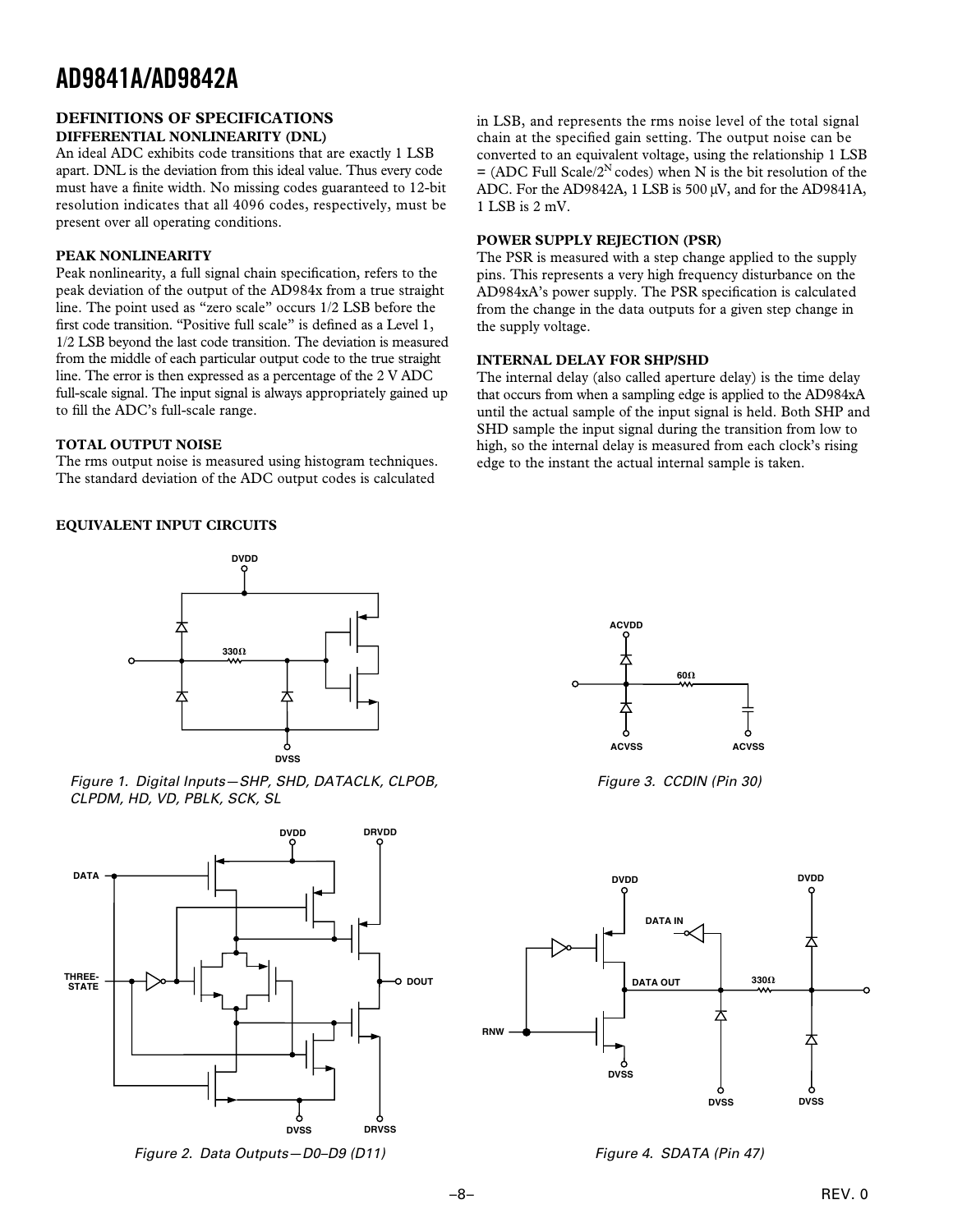## DEFINITIONS OF SPECIFICATIONS

### DIFFERENTIAL NONLINEARITY (DNL)

An ideal ADC exhibits code transitions that are exactly 1 LSB apart. DNL is the deviation from this ideal value. Thus every code must have a finite width. No missing codes guaranteed to 12-bit resolution indicates that all 4096 codes, respectively, must be present over all operating conditions.

### PEAK NONLINEARITY

Peak nonlinearity, a full signal chain specification, refers to the peak deviation of the output of the AD984x from a true straight line. The point used as "zero scale" occurs 1/2 LSB before the first code transition. "Positive full scale" is defined as a Level 1, 1/2 LSB beyond the last code transition. The deviation is measured from the middle of each particular output code to the true straight line. The error is then expressed as a percentage of the 2 V ADC full-scale signal. The input signal is always appropriately gained up to fill the ADC's full-scale range.

### TOTAL OUTPUT NOISE

The rms output noise is measured using histogram techniques. The standard deviation of the ADC output codes is calculated in LSB, and represents the rms noise level of the total signal chain at the specified gain setting. The output noise can be converted to an equivalent voltage, using the relationship 1 LSB = (ADC Full Scale/$2^N$ codes) when N is the bit resolution of the ADC. For the AD9842A, 1 LSB is 500 μV, and for the AD9841A, 1 LSB is 2 mV.

### POWER SUPPLY REJECTION (PSR)

The PSR is measured with a step change applied to the supply pins. This represents a very high frequency disturbance on the AD984xA's power supply. The PSR specification is calculated from the change in the data outputs for a given step change in the supply voltage.

### INTERNAL DELAY FOR SHP/SHD

The internal delay (also called aperture delay) is the time delay that occurs from when a sampling edge is applied to the AD984xA until the actual sample of the input signal is held. Both SHP and SHD sample the input signal during the transition from low to high, so the internal delay is measured from each clock's rising edge to the instant the actual internal sample is taken.

## EQUIVALENT INPUT CIRCUITS

*Figure 1. Digital Inputs—SHP, SHD, DATACLK, CLPOB, CLPDM, HD, VD, PBLK, SCK, SL*

*Figure 2. Data Outputs—D0–D9 (D11)*

*Figure 3. CCDIN (Pin 30)*

*Figure 4. SDATA (Pin 47)*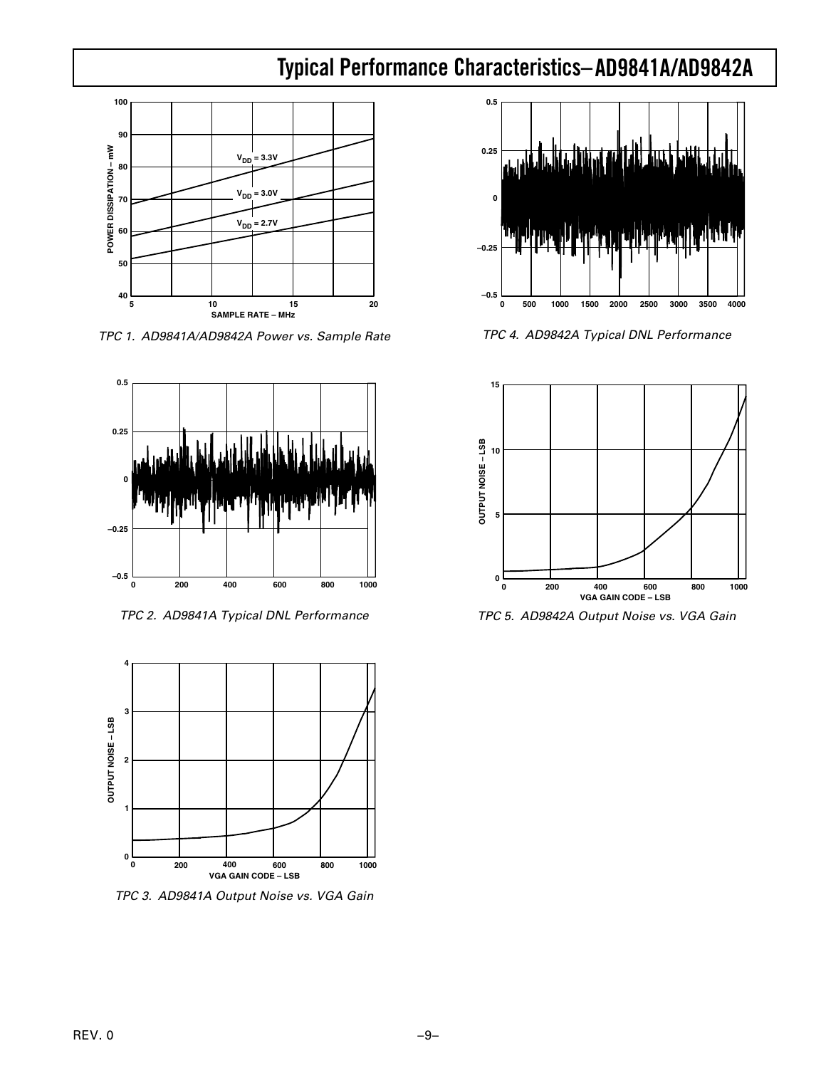# Typical Performance Characteristics–AD9841A/AD9842A

*TPC 1. AD9841A/AD9842A Power vs. Sample Rate*

*TPC 2. AD9841A Typical DNL Performance*

*TPC 3. AD9841A Output Noise vs. VGA Gain*

*TPC 4. AD9842A Typical DNL Performance*

*TPC 5. AD9842A Output Noise vs. VGA Gain*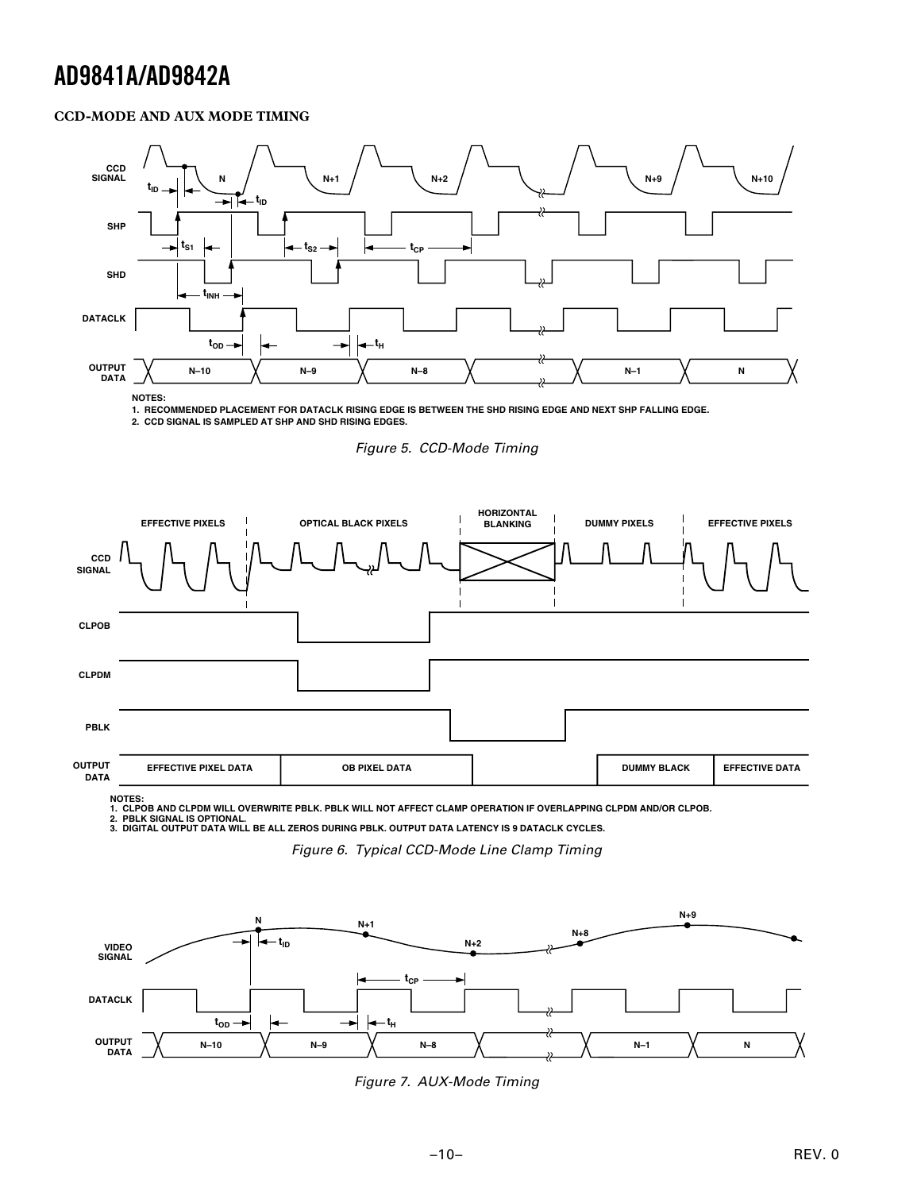### CCD-MODE AND AUX MODE TIMING

NOTES:
1. RECOMMENDED PLACEMENT FOR DATACLK RISING EDGE IS BETWEEN THE SHD RISING EDGE AND NEXT SHP FALLING EDGE.
2. CCD SIGNAL IS SAMPLED AT SHP AND SHD RISING EDGES.

*Figure 5. CCD-Mode Timing*

NOTES:
1. CLPOB AND CLPDM WILL OVERWRITE PBLK. PBLK WILL NOT AFFECT CLAMP OPERATION IF OVERLAPPING CLPDM AND/OR CLPOB.
2. PBLK SIGNAL IS OPTIONAL.
3. DIGITAL OUTPUT DATA WILL BE ALL ZEROS DURING PBLK. OUTPUT DATA LATENCY IS 9 DATACLK CYCLES.

*Figure 6. Typical CCD-Mode Line Clamp Timing*

*Figure 7. AUX-Mode Timing*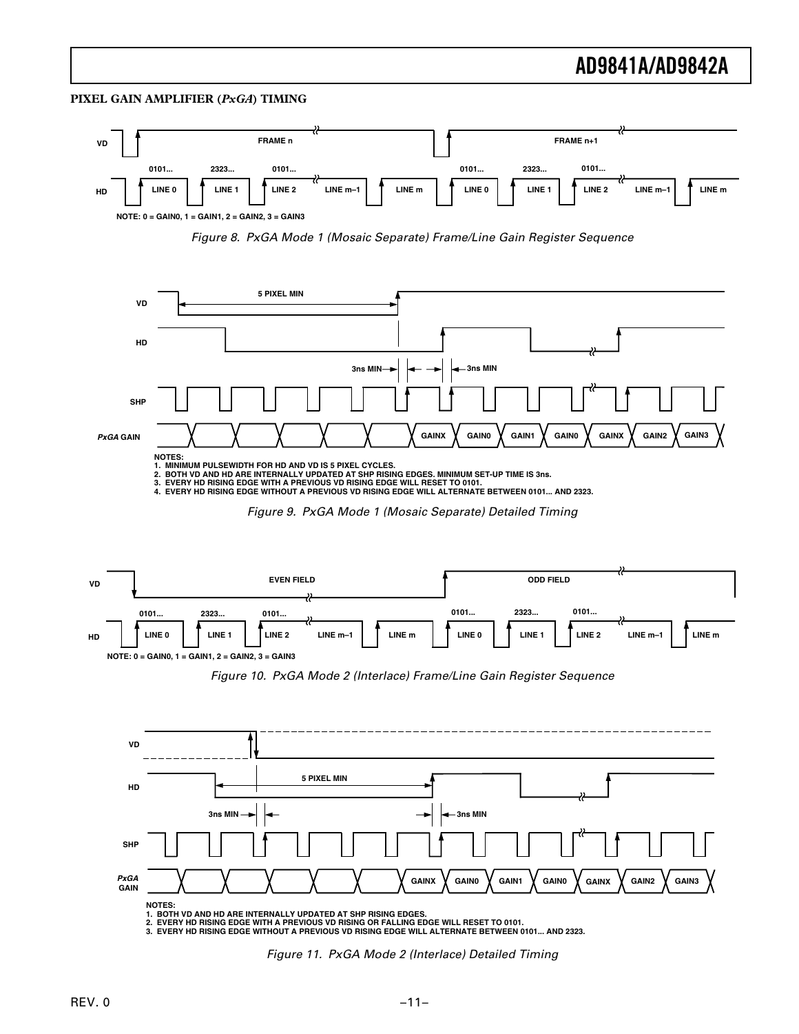## PIXEL GAIN AMPLIFIER (*PxGA*) TIMING

VD — FRAME n — FRAME n+1

HD — 0101... LINE 0, 2323... LINE 1, 0101... LINE 2, LINE m–1, LINE m, 0101... LINE 0, 2323... LINE 1, 0101... LINE 2, LINE m–1, LINE m

NOTE: 0 = GAIN0, 1 = GAIN1, 2 = GAIN2, 3 = GAIN3

*Figure 8. PxGA Mode 1 (Mosaic Separate) Frame/Line Gain Register Sequence*

VD — 5 PIXEL MIN

HD — 3ns MIN, 3ns MIN

SHP

*PxGA* GAIN — GAINX, GAIN0, GAIN1, GAIN0, GAINX, GAIN2, GAIN3

NOTES:
1. MINIMUM PULSEWIDTH FOR HD AND VD IS 5 PIXEL CYCLES.
2. BOTH VD AND HD ARE INTERNALLY UPDATED AT SHP RISING EDGES. MINIMUM SET-UP TIME IS 3ns.
3. EVERY HD RISING EDGE WITH A PREVIOUS VD RISING EDGE WILL RESET TO 0101.
4. EVERY HD RISING EDGE WITHOUT A PREVIOUS VD RISING EDGE WILL ALTERNATE BETWEEN 0101... AND 2323.

*Figure 9. PxGA Mode 1 (Mosaic Separate) Detailed Timing*

VD — EVEN FIELD — ODD FIELD

HD — 0101... LINE 0, 2323... LINE 1, 0101... LINE 2, LINE m–1, LINE m, 0101... LINE 0, 2323... LINE 1, 0101... LINE 2, LINE m–1, LINE m

NOTE: 0 = GAIN0, 1 = GAIN1, 2 = GAIN2, 3 = GAIN3

*Figure 10. PxGA Mode 2 (Interlace) Frame/Line Gain Register Sequence*

VD

HD — 5 PIXEL MIN — 3ns MIN, 3ns MIN

SHP

*PxGA* GAIN — GAINX, GAIN0, GAIN1, GAIN0, GAINX, GAIN2, GAIN3

NOTES:
1. BOTH VD AND HD ARE INTERNALLY UPDATED AT SHP RISING EDGES.
2. EVERY HD RISING EDGE WITH A PREVIOUS VD RISING OR FALLING EDGE WILL RESET TO 0101.
3. EVERY HD RISING EDGE WITHOUT A PREVIOUS VD RISING EDGE WILL ALTERNATE BETWEEN 0101... AND 2323.

*Figure 11. PxGA Mode 2 (Interlace) Detailed Timing*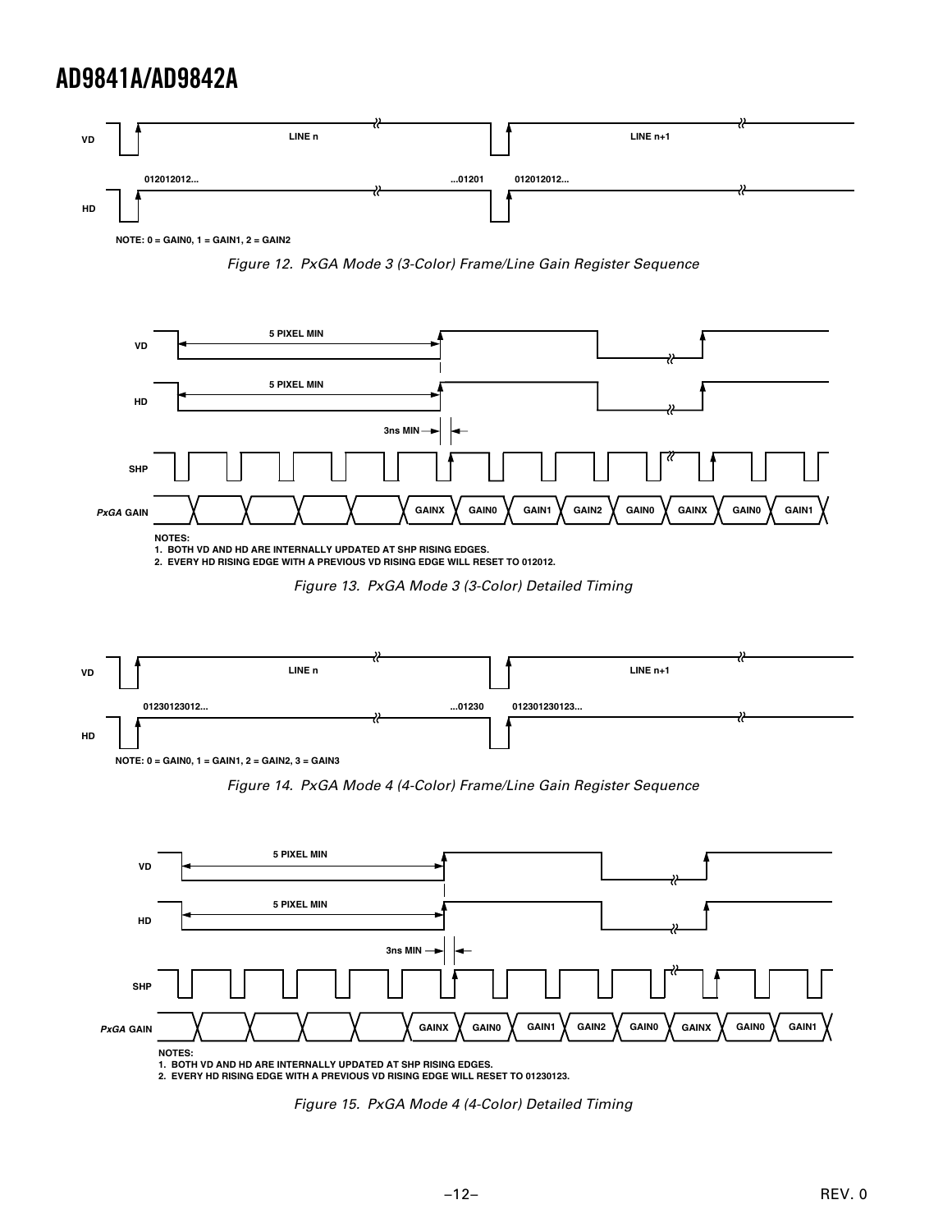VD

LINE n

LINE n+1

012012012...

...01201

012012012...

HD

NOTE: 0 = GAIN0, 1 = GAIN1, 2 = GAIN2

*Figure 12. PxGA Mode 3 (3-Color) Frame/Line Gain Register Sequence*

VD

5 PIXEL MIN

HD

5 PIXEL MIN

3ns MIN

SHP

*PxGA* GAIN

GAINX GAIN0 GAIN1 GAIN2 GAIN0 GAINX GAIN0 GAIN1

NOTES:
1. BOTH VD AND HD ARE INTERNALLY UPDATED AT SHP RISING EDGES.
2. EVERY HD RISING EDGE WITH A PREVIOUS VD RISING EDGE WILL RESET TO 012012.

*Figure 13. PxGA Mode 3 (3-Color) Detailed Timing*

VD

LINE n

LINE n+1

01230123012...

...01230

012301230123...

HD

NOTE: 0 = GAIN0, 1 = GAIN1, 2 = GAIN2, 3 = GAIN3

*Figure 14. PxGA Mode 4 (4-Color) Frame/Line Gain Register Sequence*

VD

5 PIXEL MIN

HD

5 PIXEL MIN

3ns MIN

SHP

*PxGA* GAIN

GAINX GAIN0 GAIN1 GAIN2 GAIN0 GAINX GAIN0 GAIN1

NOTES:
1. BOTH VD AND HD ARE INTERNALLY UPDATED AT SHP RISING EDGES.
2. EVERY HD RISING EDGE WITH A PREVIOUS VD RISING EDGE WILL RESET TO 01230123.

*Figure 15. PxGA Mode 4 (4-Color) Detailed Timing*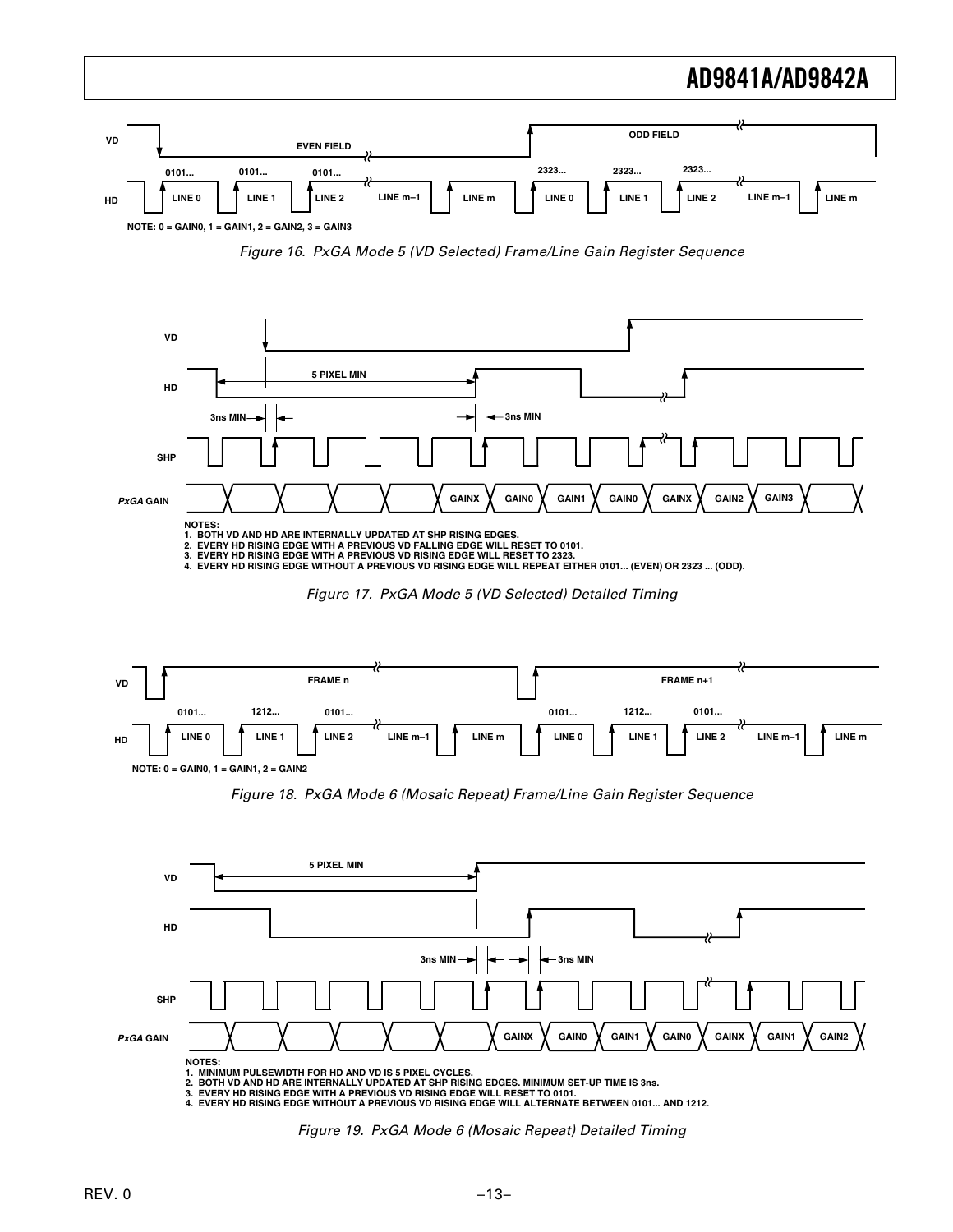NOTE: 0 = GAIN0, 1 = GAIN1, 2 = GAIN2, 3 = GAIN3

*Figure 16. PxGA Mode 5 (VD Selected) Frame/Line Gain Register Sequence*

NOTES:
1. BOTH VD AND HD ARE INTERNALLY UPDATED AT SHP RISING EDGES.
2. EVERY HD RISING EDGE WITH A PREVIOUS VD FALLING EDGE WILL RESET TO 0101.
3. EVERY HD RISING EDGE WITH A PREVIOUS VD RISING EDGE WILL RESET TO 2323.
4. EVERY HD RISING EDGE WITHOUT A PREVIOUS VD RISING EDGE WILL REPEAT EITHER 0101... (EVEN) OR 2323 ... (ODD).

*Figure 17. PxGA Mode 5 (VD Selected) Detailed Timing*

NOTE: 0 = GAIN0, 1 = GAIN1, 2 = GAIN2

*Figure 18. PxGA Mode 6 (Mosaic Repeat) Frame/Line Gain Register Sequence*

NOTES:
1. MINIMUM PULSEWIDTH FOR HD AND VD IS 5 PIXEL CYCLES.
2. BOTH VD AND HD ARE INTERNALLY UPDATED AT SHP RISING EDGES. MINIMUM SET-UP TIME IS 3ns.
3. EVERY HD RISING EDGE WITH A PREVIOUS VD RISING EDGE WILL RESET TO 0101.
4. EVERY HD RISING EDGE WITHOUT A PREVIOUS VD RISING EDGE WILL ALTERNATE BETWEEN 0101... AND 1212.

*Figure 19. PxGA Mode 6 (Mosaic Repeat) Detailed Timing*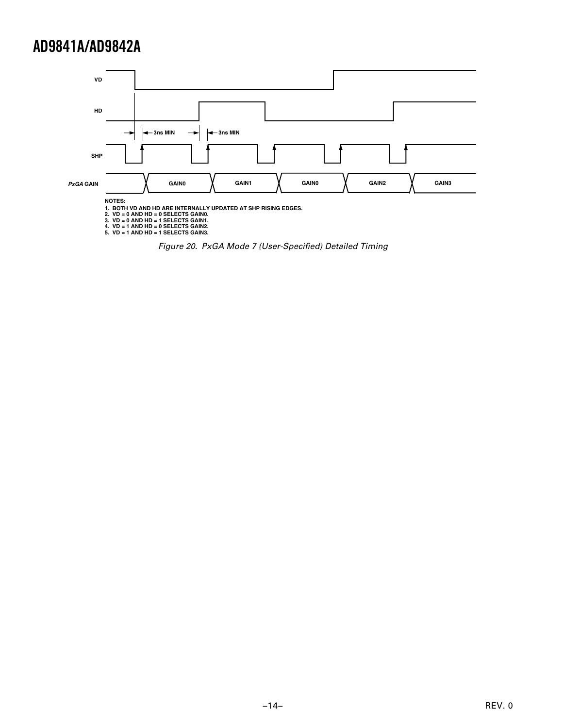NOTES:
1. BOTH VD AND HD ARE INTERNALLY UPDATED AT SHP RISING EDGES.
2. VD = 0 AND HD = 0 SELECTS GAIN0.
3. VD = 0 AND HD = 1 SELECTS GAIN1.
4. VD = 1 AND HD = 0 SELECTS GAIN2.
5. VD = 1 AND HD = 1 SELECTS GAIN3.

*Figure 20. PxGA Mode 7 (User-Specified) Detailed Timing*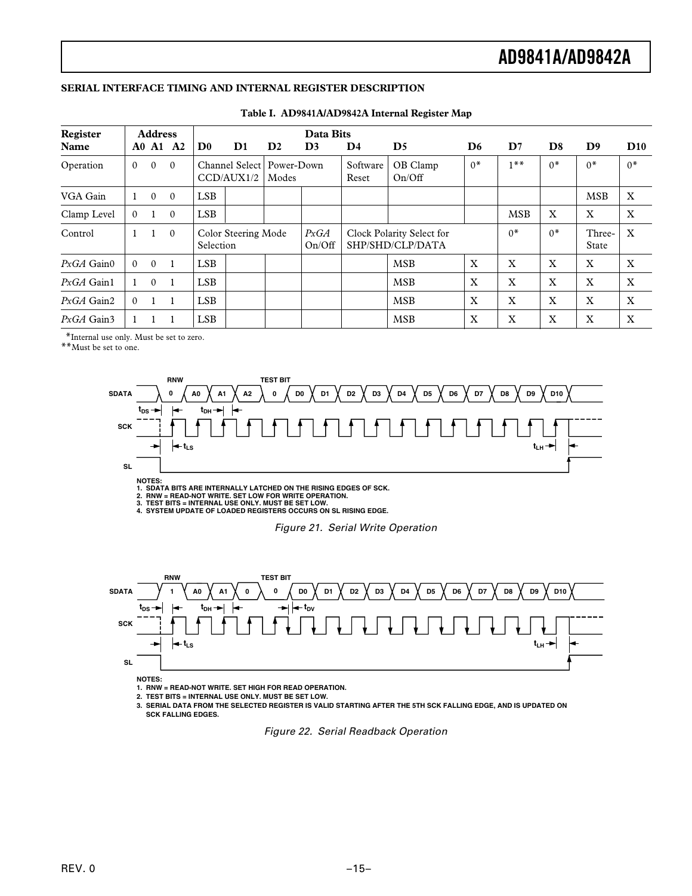### SERIAL INTERFACE TIMING AND INTERNAL REGISTER DESCRIPTION

**Table I. AD9841A/AD9842A Internal Register Map**

| Register Name | Address A0 | A1 | A2 | Data Bits D0 | D1 | D2 | D3 | D4 | D5 | D6 | D7 | D8 | D9 | D10 |
|---|---|---|---|---|---|---|---|---|---|---|---|---|---|---|
| Operation | 0 | 0 | 0 | Channel Select CCD/AUX1/2 | | Power-Down Modes | | Software Reset | OB Clamp On/Off | 0* | 1** | 0* | 0* | 0* |
| VGA Gain | 1 | 0 | 0 | LSB | | | | | | | | | MSB | X |
| Clamp Level | 0 | 1 | 0 | LSB | | | | | | | MSB | X | X | X |
| Control | 1 | 1 | 0 | Color Steering Mode Selection | | | *PxGA* On/Off | Clock Polarity Select for SHP/SHD/CLP/DATA | | | 0* | 0* | Three-State | X |
| *PxGA* Gain0 | 0 | 0 | 1 | LSB | | | | | MSB | X | X | X | X | X |
| *PxGA* Gain1 | 1 | 0 | 1 | LSB | | | | | MSB | X | X | X | X | X |
| *PxGA* Gain2 | 0 | 1 | 1 | LSB | | | | | MSB | X | X | X | X | X |
| *PxGA* Gain3 | 1 | 1 | 1 | LSB | | | | | MSB | X | X | X | X | X |

*Internal use only. Must be set to zero.
**Must be set to one.

NOTES:
1. SDATA BITS ARE INTERNALLY LATCHED ON THE RISING EDGES OF SCK.
2. RNW = READ-NOT WRITE. SET LOW FOR WRITE OPERATION.
3. TEST BITS = INTERNAL USE ONLY. MUST BE SET LOW.
4. SYSTEM UPDATE OF LOADED REGISTERS OCCURS ON SL RISING EDGE.

*Figure 21. Serial Write Operation*

NOTES:
1. RNW = READ-NOT WRITE. SET HIGH FOR READ OPERATION.
2. TEST BITS = INTERNAL USE ONLY. MUST BE SET LOW.
3. SERIAL DATA FROM THE SELECTED REGISTER IS VALID STARTING AFTER THE 5TH SCK FALLING EDGE, AND IS UPDATED ON SCK FALLING EDGES.

*Figure 22. Serial Readback Operation*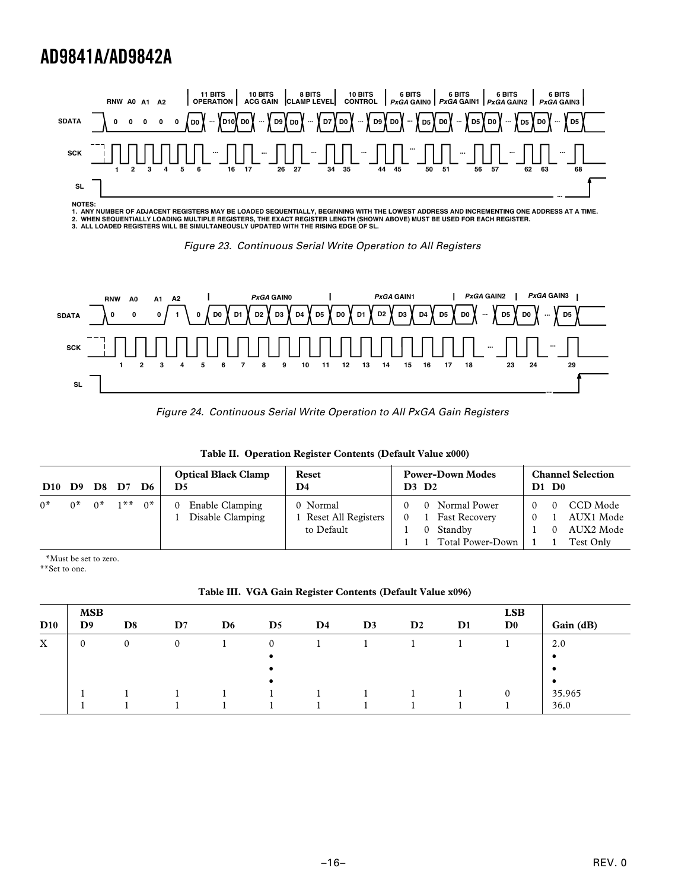NOTES:
1. ANY NUMBER OF ADJACENT REGISTERS MAY BE LOADED SEQUENTIALLY, BEGINNING WITH THE LOWEST ADDRESS AND INCREMENTING ONE ADDRESS AT A TIME.
2. WHEN SEQUENTIALLY LOADING MULTIPLE REGISTERS, THE EXACT REGISTER LENGTH (SHOWN ABOVE) MUST BE USED FOR EACH REGISTER.
3. ALL LOADED REGISTERS WILL BE SIMULTANEOUSLY UPDATED WITH THE RISING EDGE OF SL.

*Figure 23. Continuous Serial Write Operation to All Registers*

*Figure 24. Continuous Serial Write Operation to All PxGA Gain Registers*

**Table II. Operation Register Contents (Default Value x000)**

| D10 | D9 | D8 | D7 | D6 | Optical Black Clamp D5 | Reset D4 | Power-Down Modes D3 D2 | Channel Selection D1 D0 |
|---|---|---|---|---|---|---|---|---|
| 0* | 0* | 0* | 1** | 0* | 0 Enable Clamping<br>1 Disable Clamping | 0 Normal<br>1 Reset All Registers to Default | 0 0 Normal Power<br>0 1 Fast Recovery<br>1 0 Standby<br>1 1 Total Power-Down | 0 0 CCD Mode<br>0 1 AUX1 Mode<br>1 0 AUX2 Mode<br>1 1 Test Only |

*Must be set to zero.
**Set to one.

**Table III. VGA Gain Register Contents (Default Value x096)**

| D10 | MSB D9 | D8 | D7 | D6 | D5 | D4 | D3 | D2 | D1 | LSB D0 | Gain (dB) |
|---|---|---|---|---|---|---|---|---|---|---|---|
| X | 0 | 0 | 0 | 1 | 0 | 1 | 1 | 1 | 1 | 1 | 2.0 |
| | | | | | • | | | | | | • |
| | | | | | • | | | | | | • |
| | | | | | • | | | | | | • |
| | 1 | 1 | 1 | 1 | 1 | 1 | 1 | 1 | 1 | 0 | 35.965 |
| | 1 | 1 | 1 | 1 | 1 | 1 | 1 | 1 | 1 | 1 | 36.0 |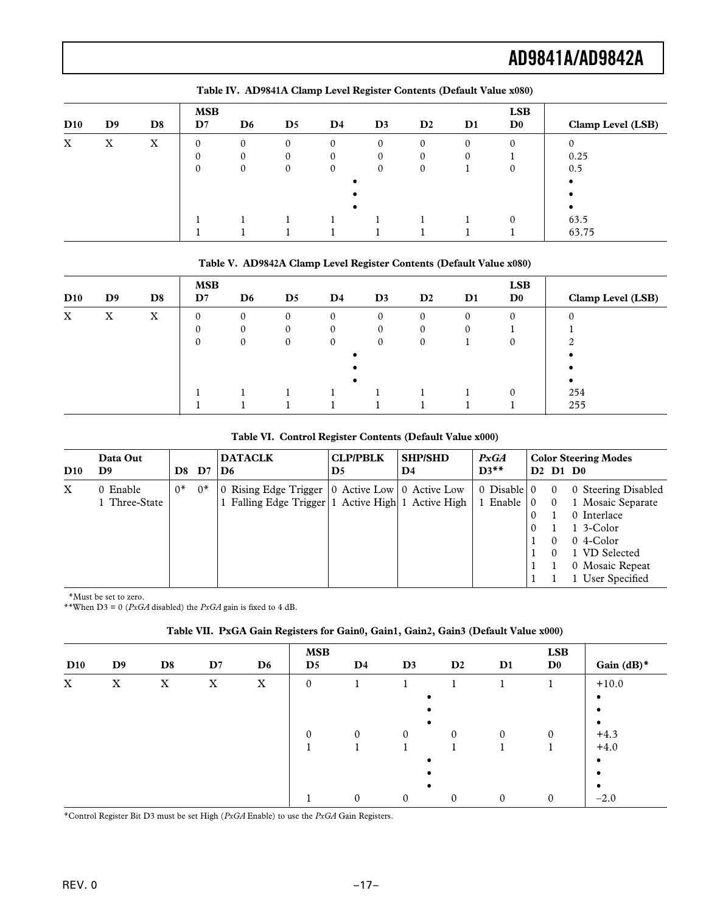**Table IV. AD9841A Clamp Level Register Contents (Default Value x080)**

| D10 | D9 | D8 | MSB D7 | D6 | D5 | D4 | D3 | D2 | D1 | LSB D0 | Clamp Level (LSB) |
|---|---|---|---|---|---|---|---|---|---|---|---|
| X | X | X | 0 | 0 | 0 | 0 | 0 | 0 | 0 | 0 | 0 |
| | | | 0 | 0 | 0 | 0 | 0 | 0 | 0 | 1 | 0.25 |
| | | | 0 | 0 | 0 | 0 | 0 | 0 | 1 | 0 | 0.5 |
| | | | | | | • | | | | | • |
| | | | | | | • | | | | | • |
| | | | | | | • | | | | | • |
| | | | 1 | 1 | 1 | 1 | 1 | 1 | 1 | 0 | 63.5 |
| | | | 1 | 1 | 1 | 1 | 1 | 1 | 1 | 1 | 63.75 |

**Table V. AD9842A Clamp Level Register Contents (Default Value x080)**

| D10 | D9 | D8 | MSB D7 | D6 | D5 | D4 | D3 | D2 | D1 | LSB D0 | Clamp Level (LSB) |
|---|---|---|---|---|---|---|---|---|---|---|---|
| X | X | X | 0 | 0 | 0 | 0 | 0 | 0 | 0 | 0 | 0 |
| | | | 0 | 0 | 0 | 0 | 0 | 0 | 0 | 1 | 1 |
| | | | 0 | 0 | 0 | 0 | 0 | 0 | 1 | 0 | 2 |
| | | | | | | • | | | | | • |
| | | | | | | • | | | | | • |
| | | | | | | • | | | | | • |
| | | | 1 | 1 | 1 | 1 | 1 | 1 | 1 | 0 | 254 |
| | | | 1 | 1 | 1 | 1 | 1 | 1 | 1 | 1 | 255 |

**Table VI. Control Register Contents (Default Value x000)**

| D10 | Data Out D9 | D8 | D7 | DATACLK D6 | CLP/PBLK D5 | SHP/SHD D4 | *PxGA* D3** | Color Steering Modes D2 D1 D0 |
|---|---|---|---|---|---|---|---|---|
| X | 0 Enable | 0* | 0* | 0 Rising Edge Trigger | 0 Active Low | 0 Active Low | 0 Disable | 0 0 0 Steering Disabled |
| | 1 Three-State | | | 1 Falling Edge Trigger | 1 Active High | 1 Active High | 1 Enable | 0 0 1 Mosaic Separate |
| | | | | | | | | 0 1 0 Interlace |
| | | | | | | | | 0 1 1 3-Color |
| | | | | | | | | 1 0 0 4-Color |
| | | | | | | | | 1 0 1 VD Selected |
| | | | | | | | | 1 1 0 Mosaic Repeat |
| | | | | | | | | 1 1 1 User Specified |

*Must be set to zero.
**When D3 = 0 (*PxGA* disabled) the *PxGA* gain is fixed to 4 dB.

**Table VII. PxGA Gain Registers for Gain0, Gain1, Gain2, Gain3 (Default Value x000)**

| D10 | D9 | D8 | D7 | D6 | MSB D5 | D4 | D3 | D2 | D1 | LSB D0 | Gain (dB)* |
|---|---|---|---|---|---|---|---|---|---|---|---|
| X | X | X | X | X | 0 | 1 | 1 | 1 | 1 | 1 | +10.0 |
| | | | | | | | • | | | | • |
| | | | | | | | • | | | | • |
| | | | | | | | • | | | | • |
| | | | | | 0 | 0 | 0 | 0 | 0 | 0 | +4.3 |
| | | | | | 1 | 1 | 1 | 1 | 1 | 1 | +4.0 |
| | | | | | | | • | | | | • |
| | | | | | | | • | | | | • |
| | | | | | | | • | | | | • |
| | | | | | 1 | 0 | 0 | 0 | 0 | 0 | –2.0 |

*Control Register Bit D3 must be set High (*PxGA* Enable) to use the *PxGA* Gain Registers.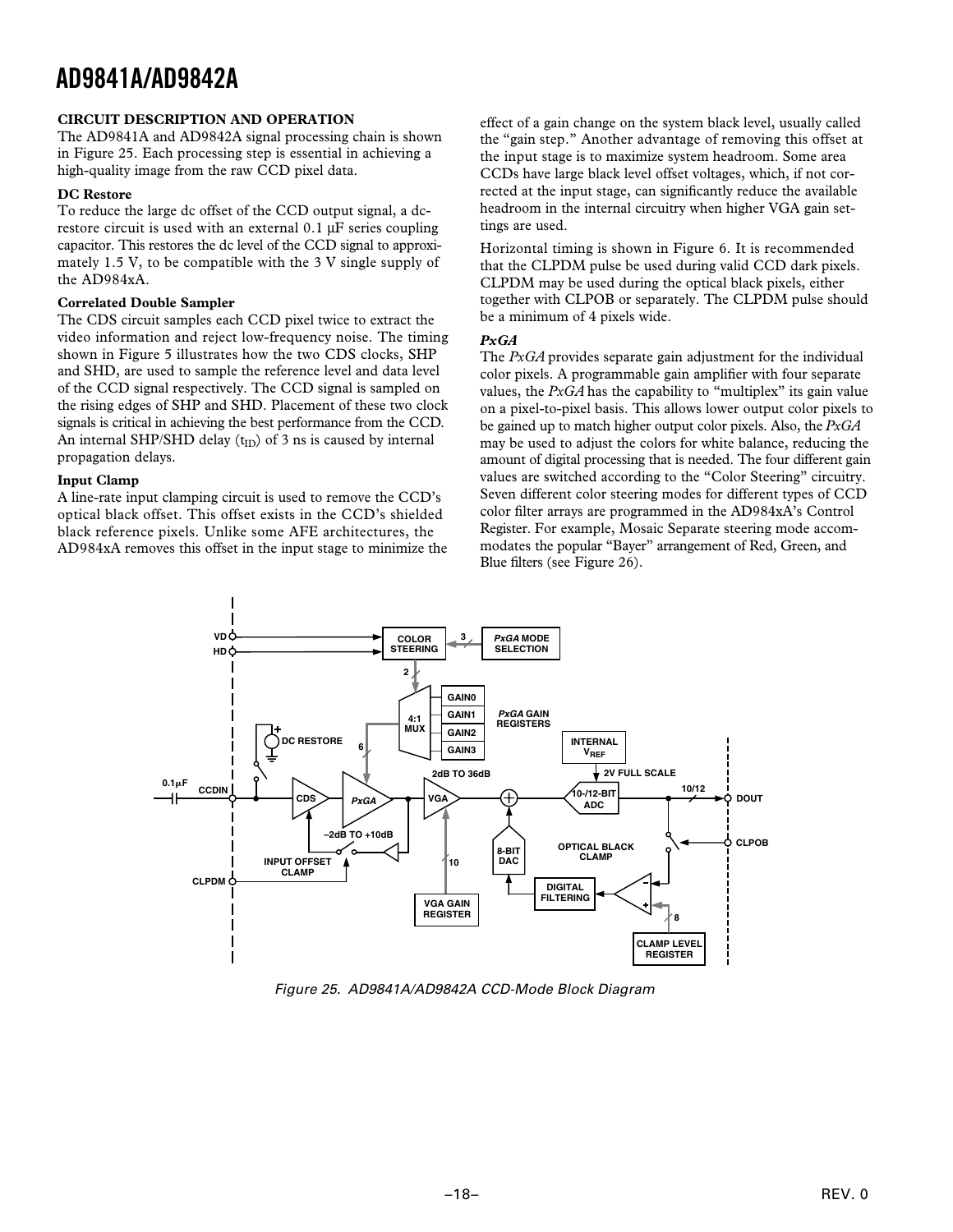## CIRCUIT DESCRIPTION AND OPERATION

The AD9841A and AD9842A signal processing chain is shown in Figure 25. Each processing step is essential in achieving a high-quality image from the raw CCD pixel data.

### DC Restore

To reduce the large dc offset of the CCD output signal, a dc-restore circuit is used with an external 0.1 µF series coupling capacitor. This restores the dc level of the CCD signal to approximately 1.5 V, to be compatible with the 3 V single supply of the AD984xA.

### Correlated Double Sampler

The CDS circuit samples each CCD pixel twice to extract the video information and reject low-frequency noise. The timing shown in Figure 5 illustrates how the two CDS clocks, SHP and SHD, are used to sample the reference level and data level of the CCD signal respectively. The CCD signal is sampled on the rising edges of SHP and SHD. Placement of these two clock signals is critical in achieving the best performance from the CCD. An internal SHP/SHD delay ($t_{ID}$) of 3 ns is caused by internal propagation delays.

### Input Clamp

A line-rate input clamping circuit is used to remove the CCD's optical black offset. This offset exists in the CCD's shielded black reference pixels. Unlike some AFE architectures, the AD984xA removes this offset in the input stage to minimize the effect of a gain change on the system black level, usually called the "gain step." Another advantage of removing this offset at the input stage is to maximize system headroom. Some area CCDs have large black level offset voltages, which, if not corrected at the input stage, can significantly reduce the available headroom in the internal circuitry when higher VGA gain settings are used.

Horizontal timing is shown in Figure 6. It is recommended that the CLPDM pulse be used during valid CCD dark pixels. CLPDM may be used during the optical black pixels, either together with CLPOB or separately. The CLPDM pulse should be a minimum of 4 pixels wide.

### *PxGA*

The *PxGA* provides separate gain adjustment for the individual color pixels. A programmable gain amplifier with four separate values, the *PxGA* has the capability to "multiplex" its gain value on a pixel-to-pixel basis. This allows lower output color pixels to be gained up to match higher output color pixels. Also, the *PxGA* may be used to adjust the colors for white balance, reducing the amount of digital processing that is needed. The four different gain values are switched according to the "Color Steering" circuitry. Seven different color steering modes for different types of CCD color filter arrays are programmed in the AD984xA's Control Register. For example, Mosaic Separate steering mode accommodates the popular "Bayer" arrangement of Red, Green, and Blue filters (see Figure 26).

Figure 25. AD9841A/AD9842A CCD-Mode Block Diagram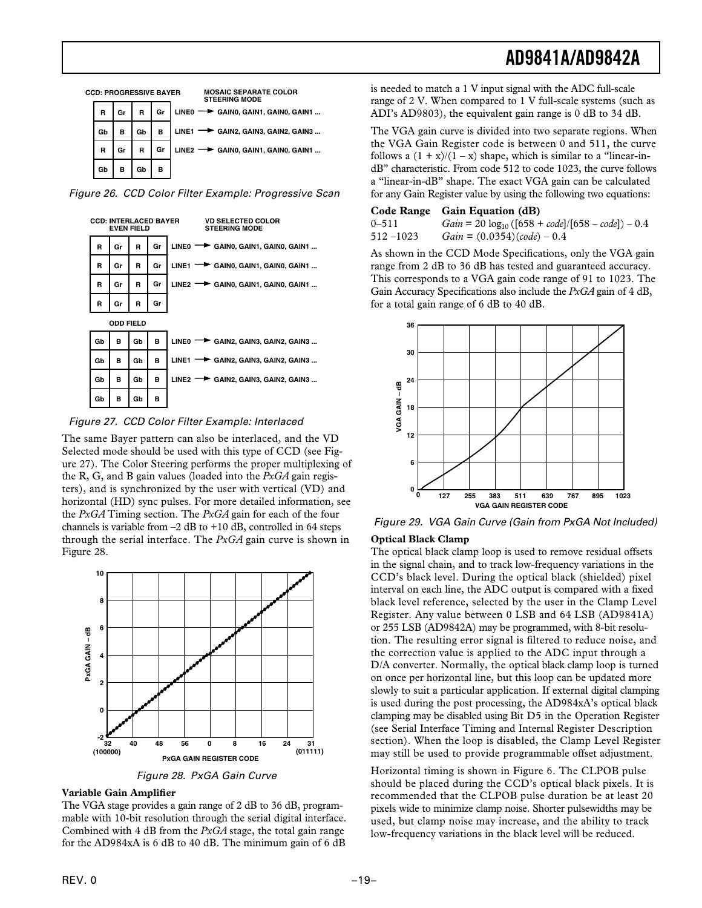CCD: PROGRESSIVE BAYER — MOSAIC SEPARATE COLOR STEERING MODE

| | | | | | |
|---|---|---|---|---|---|
| R | Gr | R | Gr | LINE0 → | GAIN0, GAIN1, GAIN0, GAIN1 ... |
| Gb | B | Gb | B | LINE1 → | GAIN2, GAIN3, GAIN2, GAIN3 ... |
| R | Gr | R | Gr | LINE2 → | GAIN0, GAIN1, GAIN0, GAIN1 ... |
| Gb | B | Gb | B | | |

*Figure 26. CCD Color Filter Example: Progressive Scan*

CCD: INTERLACED BAYER EVEN FIELD — VD SELECTED COLOR STEERING MODE

| | | | | | |
|---|---|---|---|---|---|
| R | Gr | R | Gr | LINE0 → | GAIN0, GAIN1, GAIN0, GAIN1 ... |
| R | Gr | R | Gr | LINE1 → | GAIN0, GAIN1, GAIN0, GAIN1 ... |
| R | Gr | R | Gr | LINE2 → | GAIN0, GAIN1, GAIN0, GAIN1 ... |
| R | Gr | R | Gr | | |

ODD FIELD

| | | | | | |
|---|---|---|---|---|---|
| Gb | B | Gb | B | LINE0 → | GAIN2, GAIN3, GAIN2, GAIN3 ... |
| Gb | B | Gb | B | LINE1 → | GAIN2, GAIN3, GAIN2, GAIN3 ... |
| Gb | B | Gb | B | LINE2 → | GAIN2, GAIN3, GAIN2, GAIN3 ... |
| Gb | B | Gb | B | | |

*Figure 27. CCD Color Filter Example: Interlaced*

The same Bayer pattern can also be interlaced, and the VD Selected mode should be used with this type of CCD (see Figure 27). The Color Steering performs the proper multiplexing of the R, G, and B gain values (loaded into the *PxGA* gain registers), and is synchronized by the user with vertical (VD) and horizontal (HD) sync pulses. For more detailed information, see the *PxGA* Timing section. The *PxGA* gain for each of the four channels is variable from –2 dB to +10 dB, controlled in 64 steps through the serial interface. The *PxGA* gain curve is shown in Figure 28.

*Figure 28. PxGA Gain Curve*

**Variable Gain Amplifier**

The VGA stage provides a gain range of 2 dB to 36 dB, programmable with 10-bit resolution through the serial digital interface. Combined with 4 dB from the *PxGA* stage, the total gain range for the AD984xA is 6 dB to 40 dB. The minimum gain of 6 dB is needed to match a 1 V input signal with the ADC full-scale range of 2 V. When compared to 1 V full-scale systems (such as ADI's AD9803), the equivalent gain range is 0 dB to 34 dB.

The VGA gain curve is divided into two separate regions. When the VGA Gain Register code is between 0 and 511, the curve follows a $(1 + x)/(1 – x)$ shape, which is similar to a "linear-in-dB" characteristic. From code 512 to code 1023, the curve follows a "linear-in-dB" shape. The exact VGA gain can be calculated for any Gain Register value by using the following two equations:

| Code Range | Gain Equation (dB) |
|---|---|
| 0–511 | $Gain = 20 \log_{10}([658 + code]/[658 - code]) - 0.4$ |
| 512 –1023 | $Gain = (0.0354)(code) - 0.4$ |

As shown in the CCD Mode Specifications, only the VGA gain range from 2 dB to 36 dB has tested and guaranteed accuracy. This corresponds to a VGA gain code range of 91 to 1023. The Gain Accuracy Specifications also include the *PxGA* gain of 4 dB, for a total gain range of 6 dB to 40 dB.

*Figure 29. VGA Gain Curve (Gain from PxGA Not Included)*

**Optical Black Clamp**

The optical black clamp loop is used to remove residual offsets in the signal chain, and to track low-frequency variations in the CCD's black level. During the optical black (shielded) pixel interval on each line, the ADC output is compared with a fixed black level reference, selected by the user in the Clamp Level Register. Any value between 0 LSB and 64 LSB (AD9841A) or 255 LSB (AD9842A) may be programmed, with 8-bit resolution. The resulting error signal is filtered to reduce noise, and the correction value is applied to the ADC input through a D/A converter. Normally, the optical black clamp loop is turned on once per horizontal line, but this loop can be updated more slowly to suit a particular application. If external digital clamping is used during the post processing, the AD984xA's optical black clamping may be disabled using Bit D5 in the Operation Register (see Serial Interface Timing and Internal Register Description section). When the loop is disabled, the Clamp Level Register may still be used to provide programmable offset adjustment.

Horizontal timing is shown in Figure 6. The CLPOB pulse should be placed during the CCD's optical black pixels. It is recommended that the CLPOB pulse duration be at least 20 pixels wide to minimize clamp noise. Shorter pulsewidths may be used, but clamp noise may increase, and the ability to track low-frequency variations in the black level will be reduced.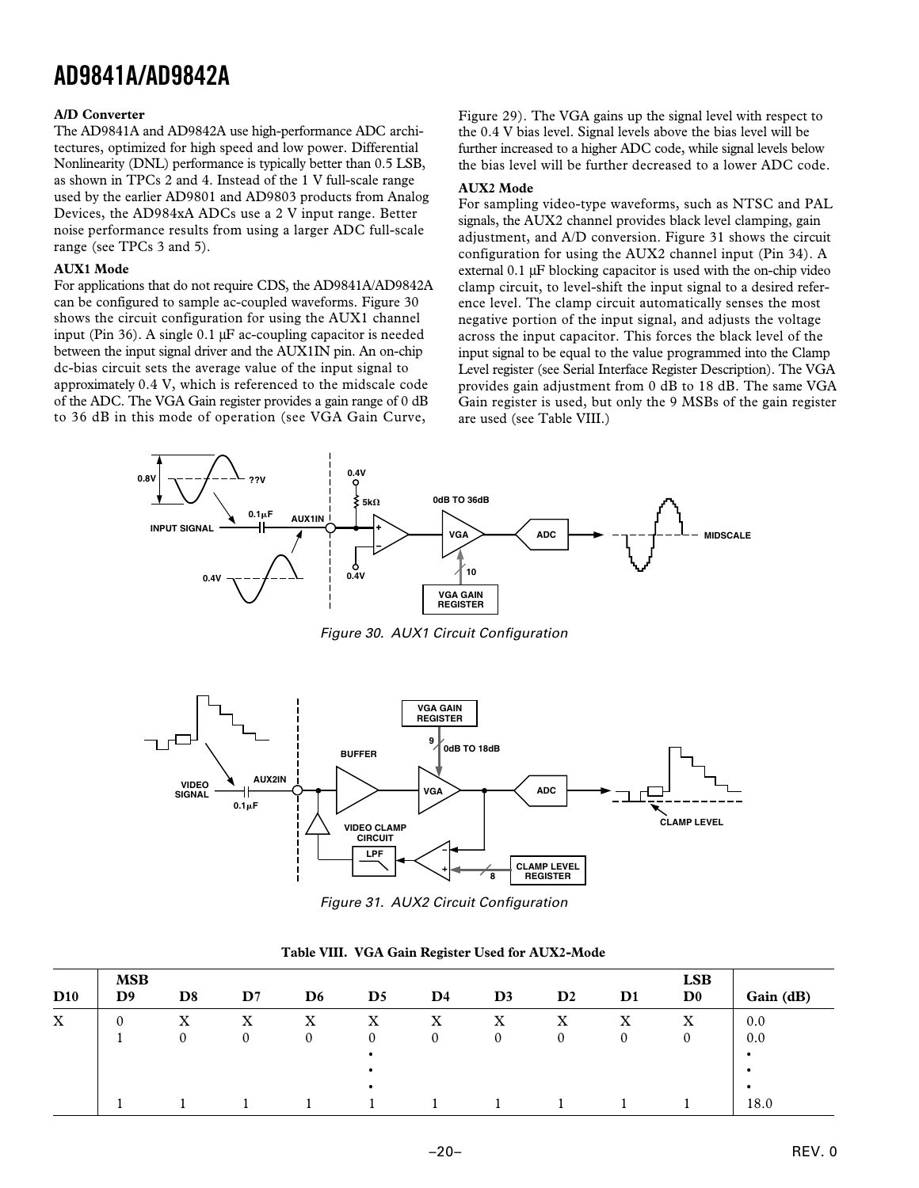**A/D Converter**

The AD9841A and AD9842A use high-performance ADC architectures, optimized for high speed and low power. Differential Nonlinearity (DNL) performance is typically better than 0.5 LSB, as shown in TPCs 2 and 4. Instead of the 1 V full-scale range used by the earlier AD9801 and AD9803 products from Analog Devices, the AD984xA ADCs use a 2 V input range. Better noise performance results from using a larger ADC full-scale range (see TPCs 3 and 5).

**AUX1 Mode**

For applications that do not require CDS, the AD9841A/AD9842A can be configured to sample ac-coupled waveforms. Figure 30 shows the circuit configuration for using the AUX1 channel input (Pin 36). A single 0.1 μF ac-coupling capacitor is needed between the input signal driver and the AUX1IN pin. An on-chip dc-bias circuit sets the average value of the input signal to approximately 0.4 V, which is referenced to the midscale code of the ADC. The VGA Gain register provides a gain range of 0 dB to 36 dB in this mode of operation (see VGA Gain Curve, Figure 29). The VGA gains up the signal level with respect to the 0.4 V bias level. Signal levels above the bias level will be further increased to a higher ADC code, while signal levels below the bias level will be further decreased to a lower ADC code.

**AUX2 Mode**

For sampling video-type waveforms, such as NTSC and PAL signals, the AUX2 channel provides black level clamping, gain adjustment, and A/D conversion. Figure 31 shows the circuit configuration for using the AUX2 channel input (Pin 34). A external 0.1 μF blocking capacitor is used with the on-chip video clamp circuit, to level-shift the input signal to a desired reference level. The clamp circuit automatically senses the most negative portion of the input signal, and adjusts the voltage across the input capacitor. This forces the black level of the input signal to be equal to the value programmed into the Clamp Level register (see Serial Interface Register Description). The VGA provides gain adjustment from 0 dB to 18 dB. The same VGA Gain register is used, but only the 9 MSBs of the gain register are used (see Table VIII.)

*Figure 30. AUX1 Circuit Configuration*

*Figure 31. AUX2 Circuit Configuration*

**Table VIII. VGA Gain Register Used for AUX2-Mode**

| D10 | MSB D9 | D8 | D7 | D6 | D5 | D4 | D3 | D2 | D1 | LSB D0 | Gain (dB) |
|---|---|---|---|---|---|---|---|---|---|---|---|
| X | 0 | X | X | X | X | X | X | X | X | X | 0.0 |
| | 1 | 0 | 0 | 0 | 0 | 0 | 0 | 0 | 0 | 0 | 0.0 |
| | | | | | • | | | | | | • |
| | | | | | • | | | | | | • |
| | | | | | • | | | | | | • |
| | 1 | 1 | 1 | 1 | 1 | 1 | 1 | 1 | 1 | 1 | 18.0 |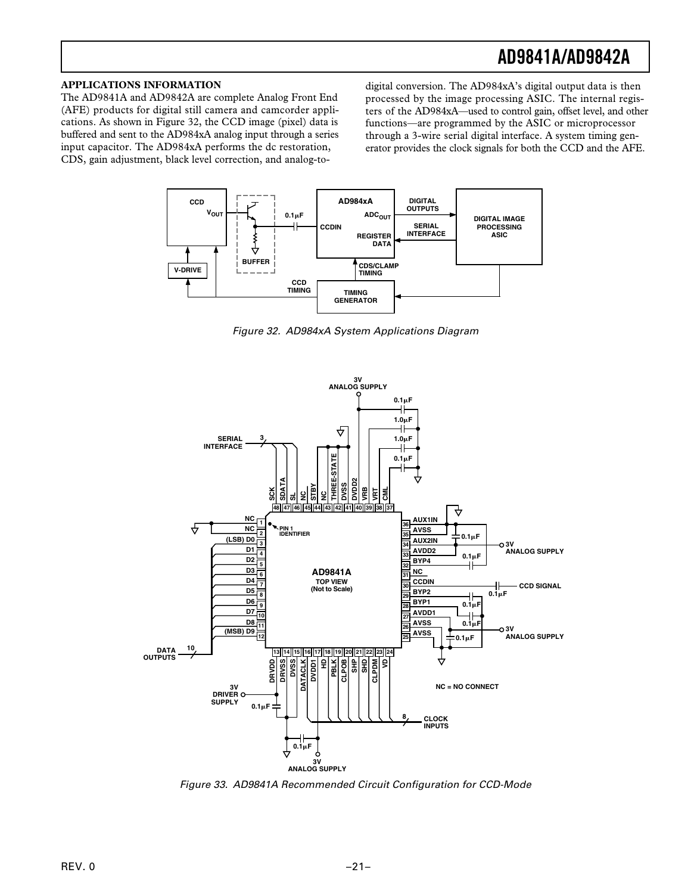## APPLICATIONS INFORMATION

The AD9841A and AD9842A are complete Analog Front End (AFE) products for digital still camera and camcorder applications. As shown in Figure 32, the CCD image (pixel) data is buffered and sent to the AD984xA analog input through a series input capacitor. The AD984xA performs the dc restoration, CDS, gain adjustment, black level correction, and analog-to-digital conversion. The AD984xA's digital output data is then processed by the image processing ASIC. The internal registers of the AD984xA—used to control gain, offset level, and other functions—are programmed by the ASIC or microprocessor through a 3-wire serial digital interface. A system timing generator provides the clock signals for both the CCD and the AFE.

*Figure 32. AD984xA System Applications Diagram*

*Figure 33. AD9841A Recommended Circuit Configuration for CCD-Mode*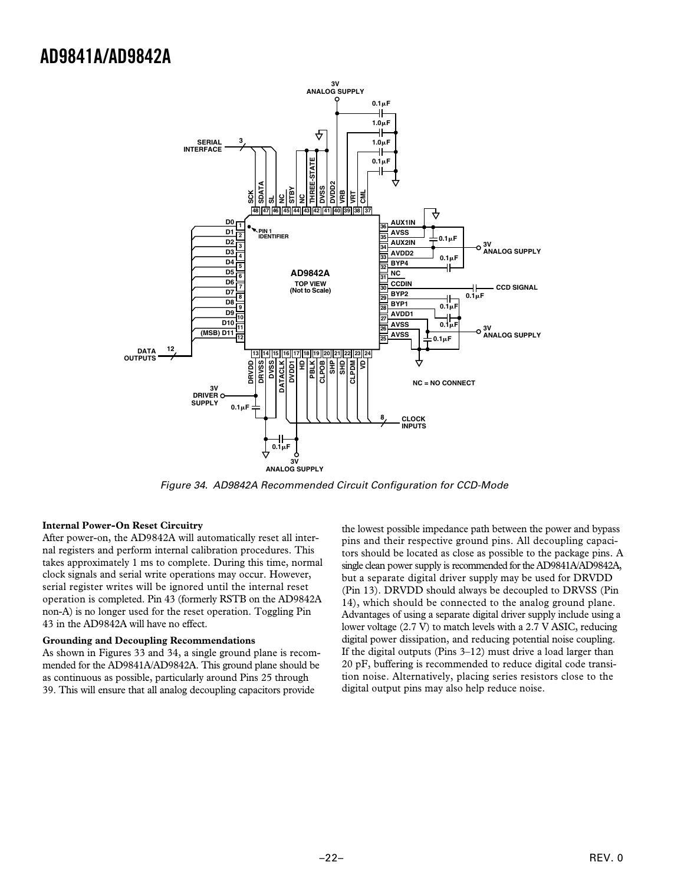Figure 34. AD9842A Recommended Circuit Configuration for CCD-Mode

### Internal Power-On Reset Circuitry

After power-on, the AD9842A will automatically reset all internal registers and perform internal calibration procedures. This takes approximately 1 ms to complete. During this time, normal clock signals and serial write operations may occur. However, serial register writes will be ignored until the internal reset operation is completed. Pin 43 (formerly RSTB on the AD9842A non-A) is no longer used for the reset operation. Toggling Pin 43 in the AD9842A will have no effect.

### Grounding and Decoupling Recommendations

As shown in Figures 33 and 34, a single ground plane is recommended for the AD9841A/AD9842A. This ground plane should be as continuous as possible, particularly around Pins 25 through 39. This will ensure that all analog decoupling capacitors provide the lowest possible impedance path between the power and bypass pins and their respective ground pins. All decoupling capacitors should be located as close as possible to the package pins. A single clean power supply is recommended for the AD9841A/AD9842A, but a separate digital driver supply may be used for DRVDD (Pin 13). DRVDD should always be decoupled to DRVSS (Pin 14), which should be connected to the analog ground plane. Advantages of using a separate digital driver supply include using a lower voltage (2.7 V) to match levels with a 2.7 V ASIC, reducing digital power dissipation, and reducing potential noise coupling. If the digital outputs (Pins 3–12) must drive a load larger than 20 pF, buffering is recommended to reduce digital code transition noise. Alternatively, placing series resistors close to the digital output pins may also help reduce noise.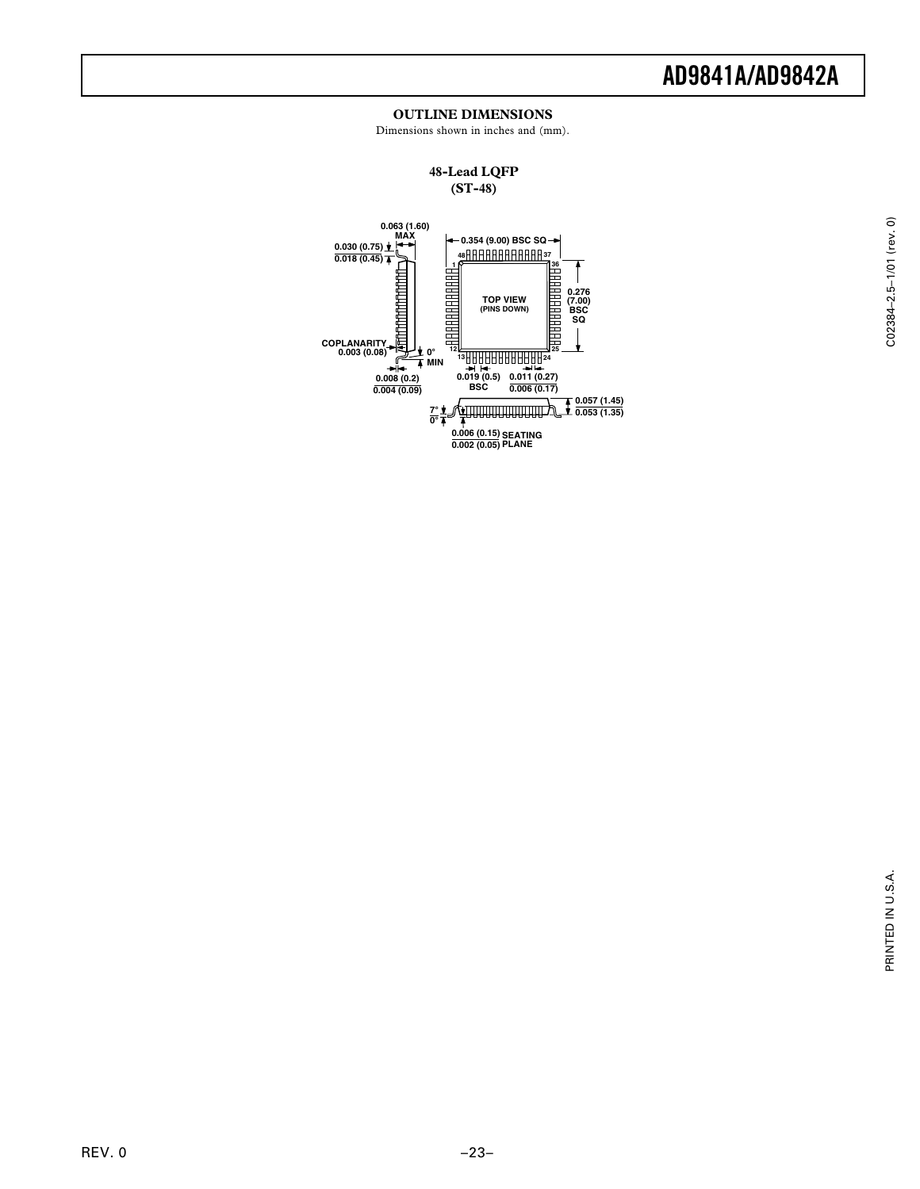## OUTLINE DIMENSIONS

Dimensions shown in inches and (mm).

### 48-Lead LQFP (ST-48)

0.063 (1.60) MAX

0.030 (0.75)
0.018 (0.45)

COPLANARITY 0.003 (0.08)

0° MIN

0.008 (0.2)
0.004 (0.09)

0.354 (9.00) BSC SQ

48 37

1 36

TOP VIEW (PINS DOWN)

12 25

13 24

0.276 (7.00) BSC SQ

0.019 (0.5) BSC

0.011 (0.27)
0.006 (0.17)

7°
0°

0.057 (1.45)
0.053 (1.35)

0.006 (0.15)
0.002 (0.05)

SEATING PLANE

C02384–2.5–1/01 (rev. 0)

PRINTED IN U.S.A.